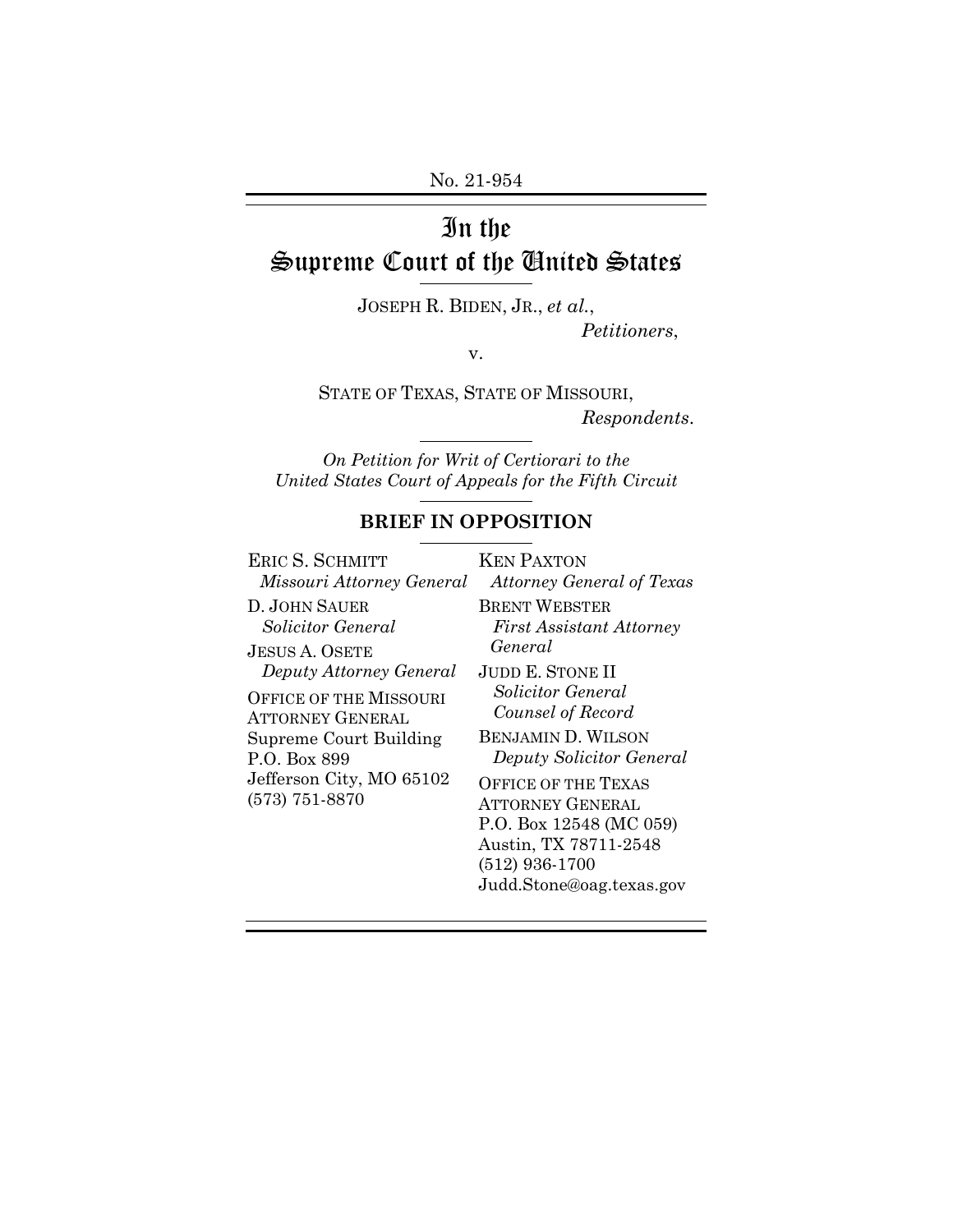No. 21-954

# In the Supreme Court of the United States

JOSEPH R. BIDEN, JR., *et al.*,

*Petitioners*,

v.

STATE OF TEXAS, STATE OF MISSOURI,

*Respondents*.

*On Petition for Writ of Certiorari to the United States Court of Appeals for the Fifth Circuit*

## BRIEF IN OPPOSITION

ERIC S. SCHMITT
*Missouri Attorney General*

D. JOHN SAUER
*Solicitor General*

JESUS A. OSETE
*Deputy Attorney General*

OFFICE OF THE MISSOURI ATTORNEY GENERAL
Supreme Court Building
P.O. Box 899
Jefferson City, MO 65102
(573) 751-8870

KEN PAXTON
*Attorney General of Texas*

BRENT WEBSTER
*First Assistant Attorney General*

JUDD E. STONE II
*Solicitor General*
*Counsel of Record*

BENJAMIN D. WILSON
*Deputy Solicitor General*

OFFICE OF THE TEXAS ATTORNEY GENERAL
P.O. Box 12548 (MC 059)
Austin, TX 78711-2548
(512) 936-1700
Judd.Stone@oag.texas.gov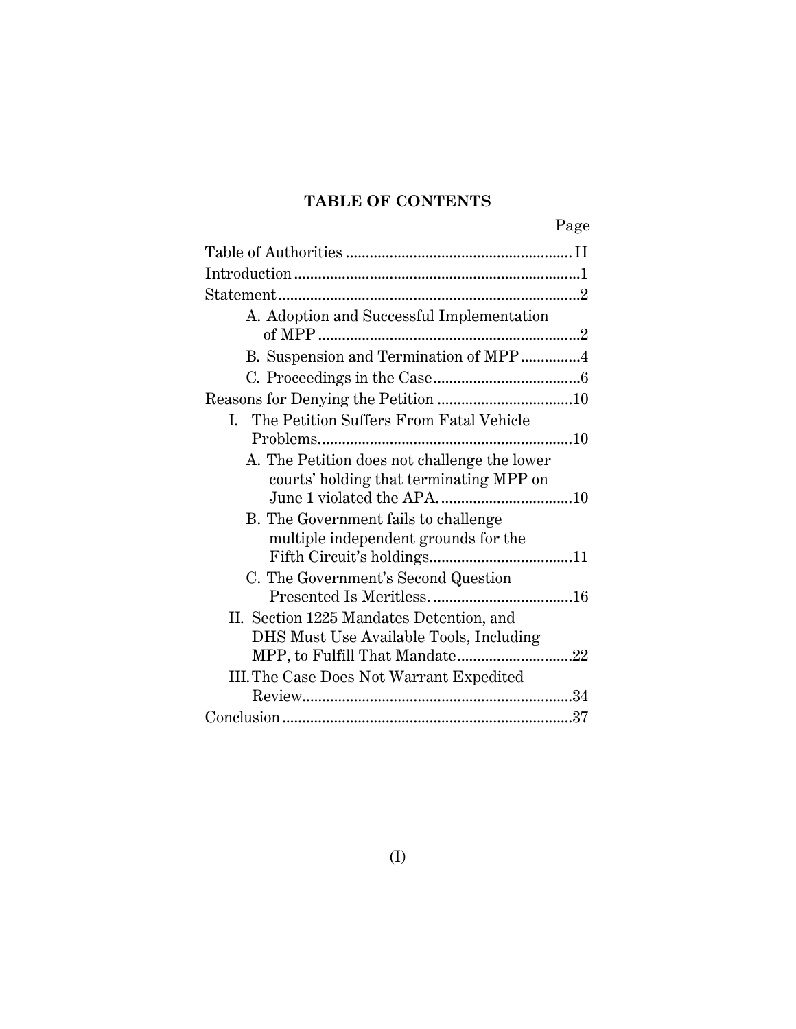## TABLE OF CONTENTS

| | Page |
|---|---|
| Table of Authorities | II |
| Introduction | 1 |
| Statement | 2 |
| A. Adoption and Successful Implementation of MPP | 2 |
| B. Suspension and Termination of MPP | 4 |
| C. Proceedings in the Case | 6 |
| Reasons for Denying the Petition | 10 |
| I. The Petition Suffers From Fatal Vehicle Problems. | 10 |
| A. The Petition does not challenge the lower courts' holding that terminating MPP on June 1 violated the APA. | 10 |
| B. The Government fails to challenge multiple independent grounds for the Fifth Circuit's holdings. | 11 |
| C. The Government's Second Question Presented Is Meritless. | 16 |
| II. Section 1225 Mandates Detention, and DHS Must Use Available Tools, Including MPP, to Fulfill That Mandate | 22 |
| III. The Case Does Not Warrant Expedited Review. | 34 |
| Conclusion | 37 |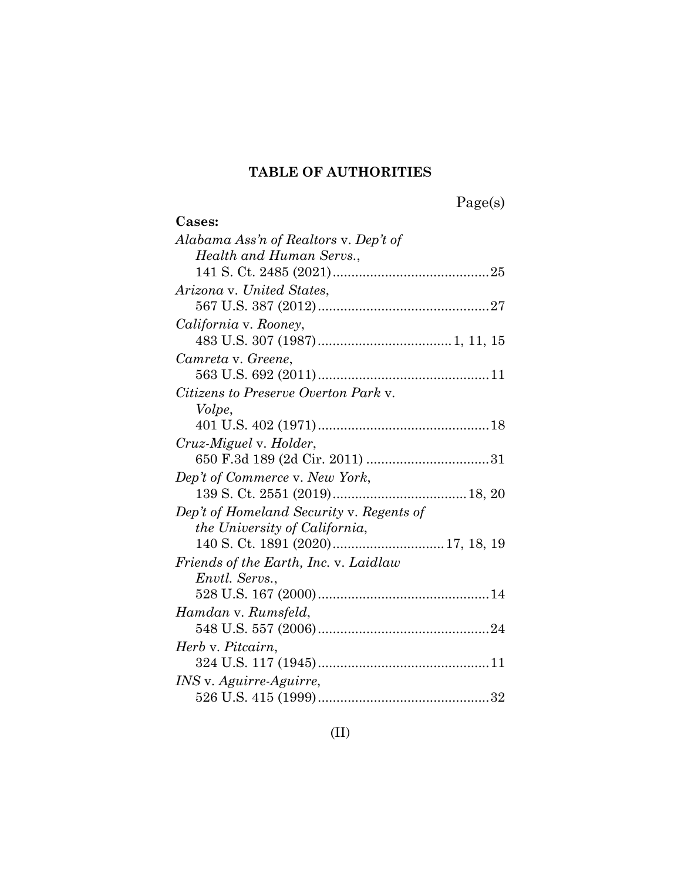# TABLE OF AUTHORITIES

Page(s)

**Cases:**

*Alabama Ass'n of Realtors* v. *Dep't of Health and Human Servs.*, 141 S. Ct. 2485 (2021) .......... 25

*Arizona* v. *United States*, 567 U.S. 387 (2012) .......... 27

*California* v. *Rooney*, 483 U.S. 307 (1987) .......... 1, 11, 15

*Camreta* v. *Greene*, 563 U.S. 692 (2011) .......... 11

*Citizens to Preserve Overton Park* v. *Volpe*, 401 U.S. 402 (1971) .......... 18

*Cruz-Miguel* v. *Holder*, 650 F.3d 189 (2d Cir. 2011) .......... 31

*Dep't of Commerce* v. *New York*, 139 S. Ct. 2551 (2019) .......... 18, 20

*Dep't of Homeland Security* v. *Regents of the University of California*, 140 S. Ct. 1891 (2020) .......... 17, 18, 19

*Friends of the Earth, Inc.* v. *Laidlaw Envtl. Servs.*, 528 U.S. 167 (2000) .......... 14

*Hamdan* v. *Rumsfeld*, 548 U.S. 557 (2006) .......... 24

*Herb* v. *Pitcairn*, 324 U.S. 117 (1945) .......... 11

*INS* v. *Aguirre-Aguirre*, 526 U.S. 415 (1999) .......... 32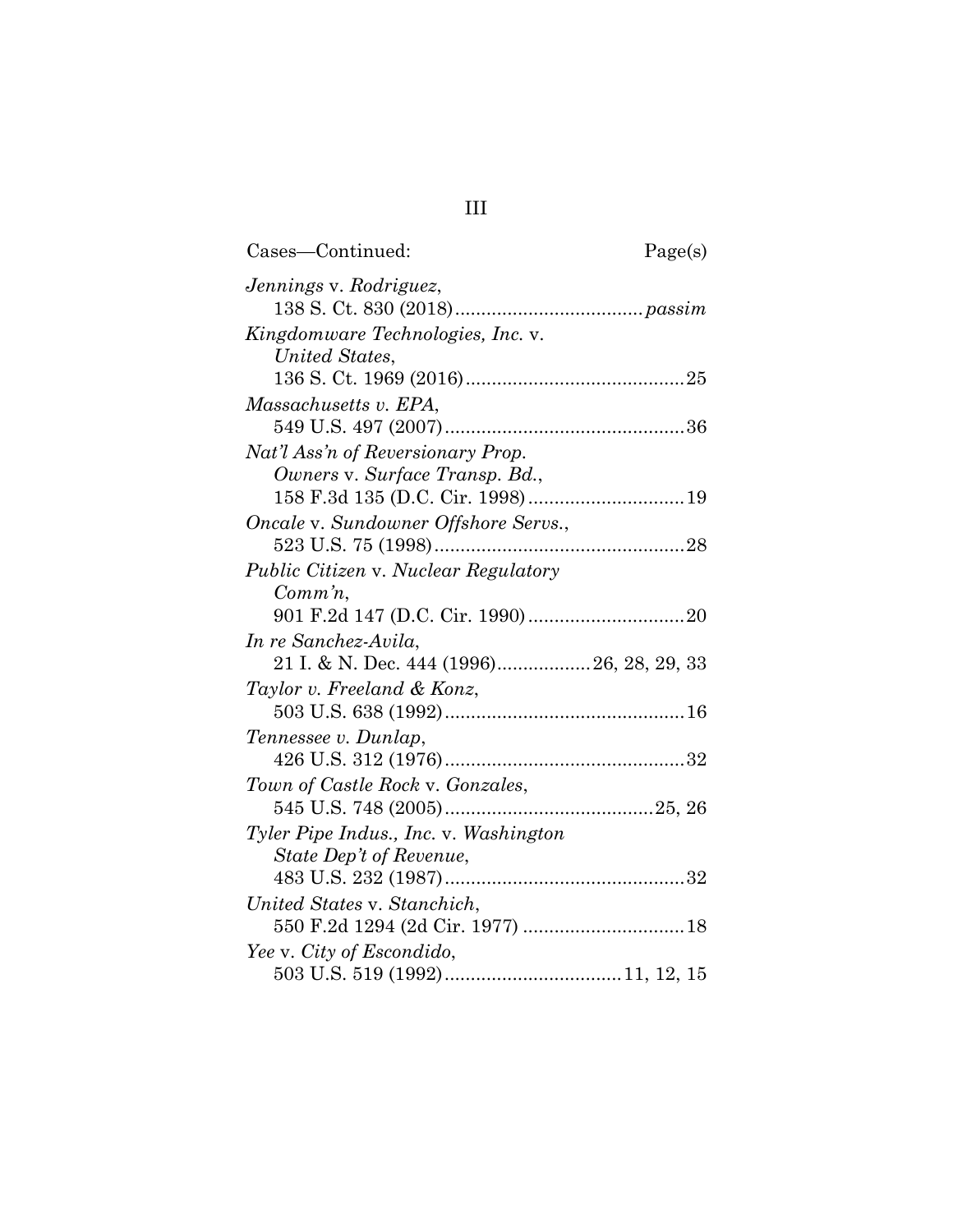| Cases—Continued: | Page(s) |
|---|---|
| *Jennings* v. *Rodriguez*, 138 S. Ct. 830 (2018) | *passim* |
| *Kingdomware Technologies, Inc.* v. *United States*, 136 S. Ct. 1969 (2016) | 25 |
| *Massachusetts v. EPA*, 549 U.S. 497 (2007) | 36 |
| *Nat'l Ass'n of Reversionary Prop. Owners* v. *Surface Transp. Bd.*, 158 F.3d 135 (D.C. Cir. 1998) | 19 |
| *Oncale* v. *Sundowner Offshore Servs.*, 523 U.S. 75 (1998) | 28 |
| *Public Citizen* v. *Nuclear Regulatory Comm'n*, 901 F.2d 147 (D.C. Cir. 1990) | 20 |
| *In re Sanchez-Avila*, 21 I. & N. Dec. 444 (1996) | 26, 28, 29, 33 |
| *Taylor v. Freeland & Konz*, 503 U.S. 638 (1992) | 16 |
| *Tennessee v. Dunlap*, 426 U.S. 312 (1976) | 32 |
| *Town of Castle Rock* v. *Gonzales*, 545 U.S. 748 (2005) | 25, 26 |
| *Tyler Pipe Indus., Inc.* v. *Washington State Dep't of Revenue*, 483 U.S. 232 (1987) | 32 |
| *United States* v. *Stanchich*, 550 F.2d 1294 (2d Cir. 1977) | 18 |
| *Yee* v. *City of Escondido*, 503 U.S. 519 (1992) | 11, 12, 15 |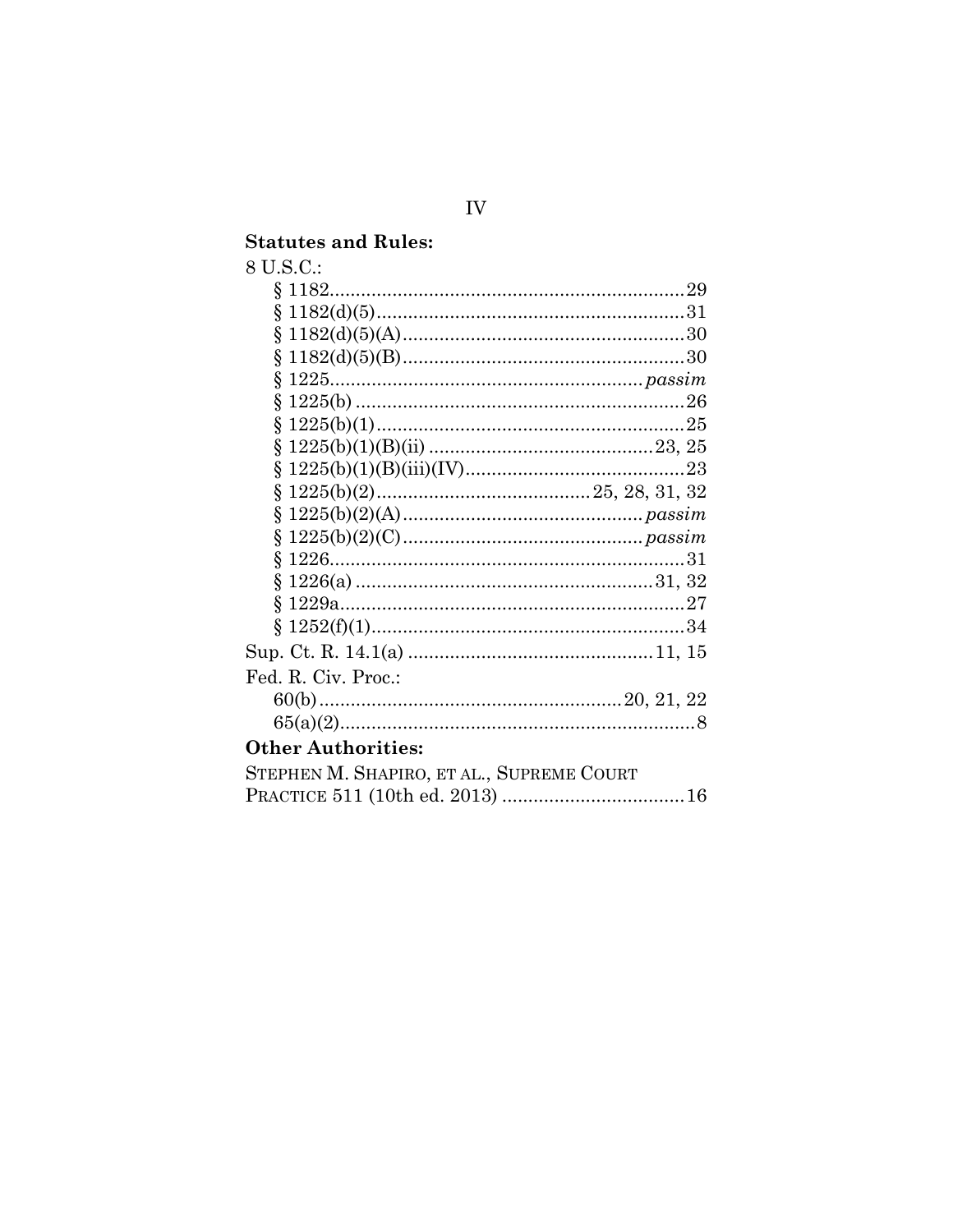**Statutes and Rules:**

8 U.S.C.:

§ 1182....................................................................29
§ 1182(d)(5)...........................................................31
§ 1182(d)(5)(A)......................................................30
§ 1182(d)(5)(B)......................................................30
§ 1225.......................................................... *passim*
§ 1225(b) ...............................................................26
§ 1225(b)(1)...........................................................25
§ 1225(b)(1)(B)(ii) ...........................................23, 25
§ 1225(b)(1)(B)(iii)(IV)..........................................23
§ 1225(b)(2).........................................25, 28, 31, 32
§ 1225(b)(2)(A)............................................. *passim*
§ 1225(b)(2)(C)............................................. *passim*
§ 1226....................................................................31
§ 1226(a) .........................................................31, 32
§ 1229a..................................................................27
§ 1252(f)(1)............................................................34

Sup. Ct. R. 14.1(a) ...............................................11, 15

Fed. R. Civ. Proc.:

60(b).........................................................20, 21, 22
65(a)(2)....................................................................8

**Other Authorities:**

STEPHEN M. SHAPIRO, ET AL., SUPREME COURT PRACTICE 511 (10th ed. 2013) ...................................16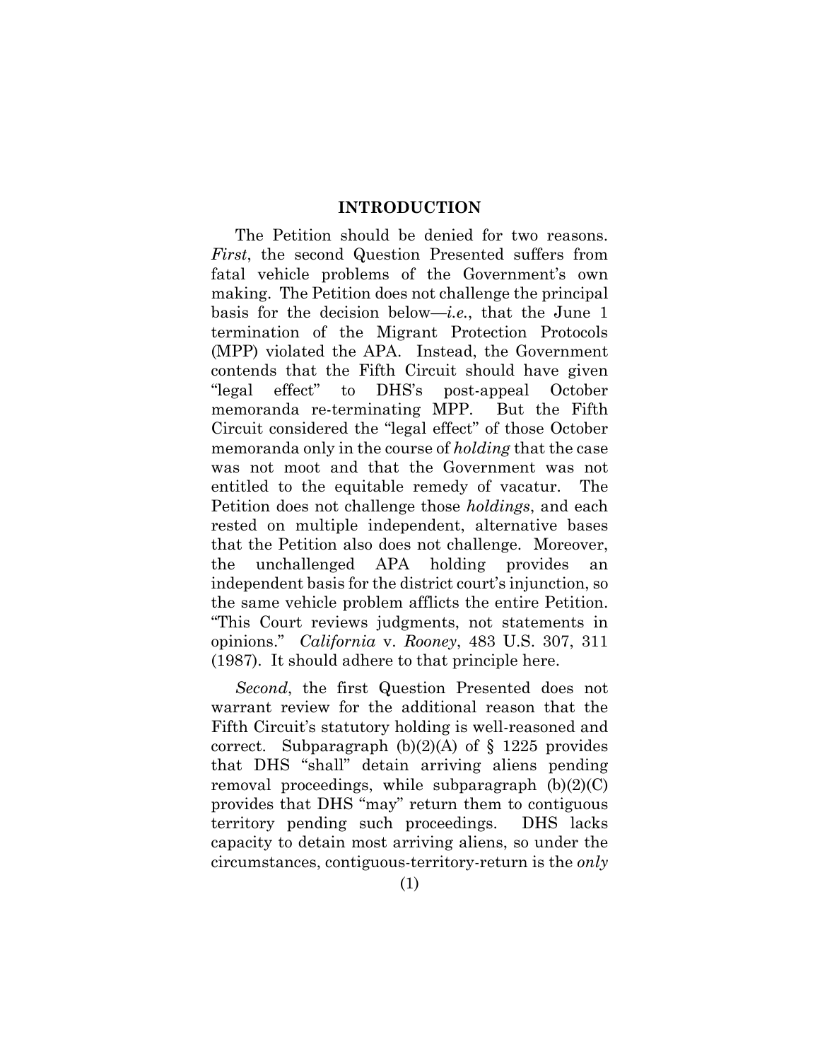## INTRODUCTION

The Petition should be denied for two reasons. *First*, the second Question Presented suffers from fatal vehicle problems of the Government's own making. The Petition does not challenge the principal basis for the decision below—*i.e.*, that the June 1 termination of the Migrant Protection Protocols (MPP) violated the APA. Instead, the Government contends that the Fifth Circuit should have given "legal effect" to DHS's post-appeal October memoranda re-terminating MPP. But the Fifth Circuit considered the "legal effect" of those October memoranda only in the course of *holding* that the case was not moot and that the Government was not entitled to the equitable remedy of vacatur. The Petition does not challenge those *holdings*, and each rested on multiple independent, alternative bases that the Petition also does not challenge. Moreover, the unchallenged APA holding provides an independent basis for the district court's injunction, so the same vehicle problem afflicts the entire Petition. "This Court reviews judgments, not statements in opinions." *California* v. *Rooney*, 483 U.S. 307, 311 (1987). It should adhere to that principle here.

*Second*, the first Question Presented does not warrant review for the additional reason that the Fifth Circuit's statutory holding is well-reasoned and correct. Subparagraph (b)(2)(A) of § 1225 provides that DHS "shall" detain arriving aliens pending removal proceedings, while subparagraph (b)(2)(C) provides that DHS "may" return them to contiguous territory pending such proceedings. DHS lacks capacity to detain most arriving aliens, so under the circumstances, contiguous-territory-return is the *only*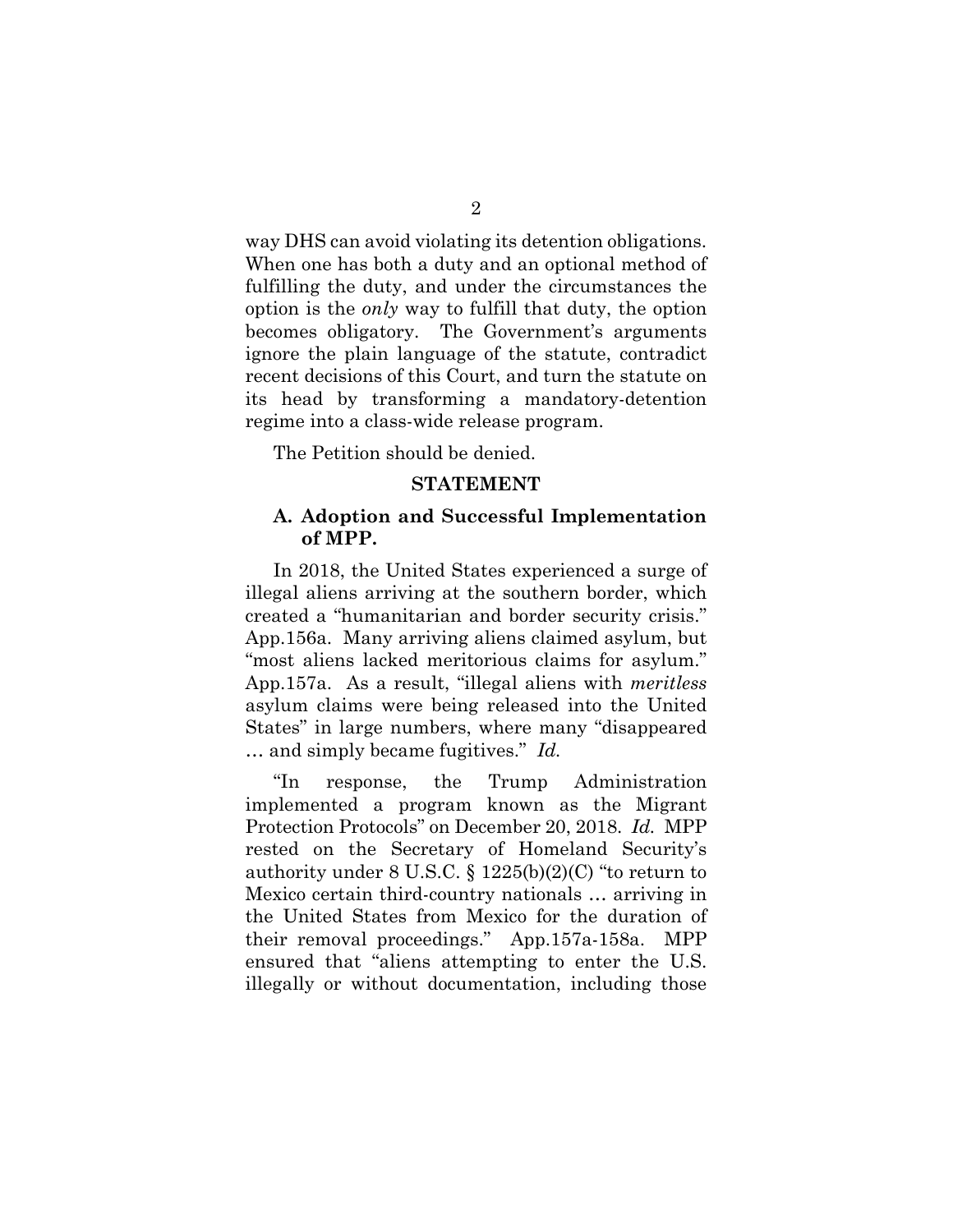way DHS can avoid violating its detention obligations. When one has both a duty and an optional method of fulfilling the duty, and under the circumstances the option is the *only* way to fulfill that duty, the option becomes obligatory. The Government's arguments ignore the plain language of the statute, contradict recent decisions of this Court, and turn the statute on its head by transforming a mandatory-detention regime into a class-wide release program.

The Petition should be denied.

## STATEMENT

### A. Adoption and Successful Implementation of MPP.

In 2018, the United States experienced a surge of illegal aliens arriving at the southern border, which created a "humanitarian and border security crisis." App.156a. Many arriving aliens claimed asylum, but "most aliens lacked meritorious claims for asylum." App.157a. As a result, "illegal aliens with *meritless* asylum claims were being released into the United States" in large numbers, where many "disappeared … and simply became fugitives." *Id.*

"In response, the Trump Administration implemented a program known as the Migrant Protection Protocols" on December 20, 2018. *Id.* MPP rested on the Secretary of Homeland Security's authority under 8 U.S.C. § 1225(b)(2)(C) "to return to Mexico certain third-country nationals … arriving in the United States from Mexico for the duration of their removal proceedings." App.157a-158a. MPP ensured that "aliens attempting to enter the U.S. illegally or without documentation, including those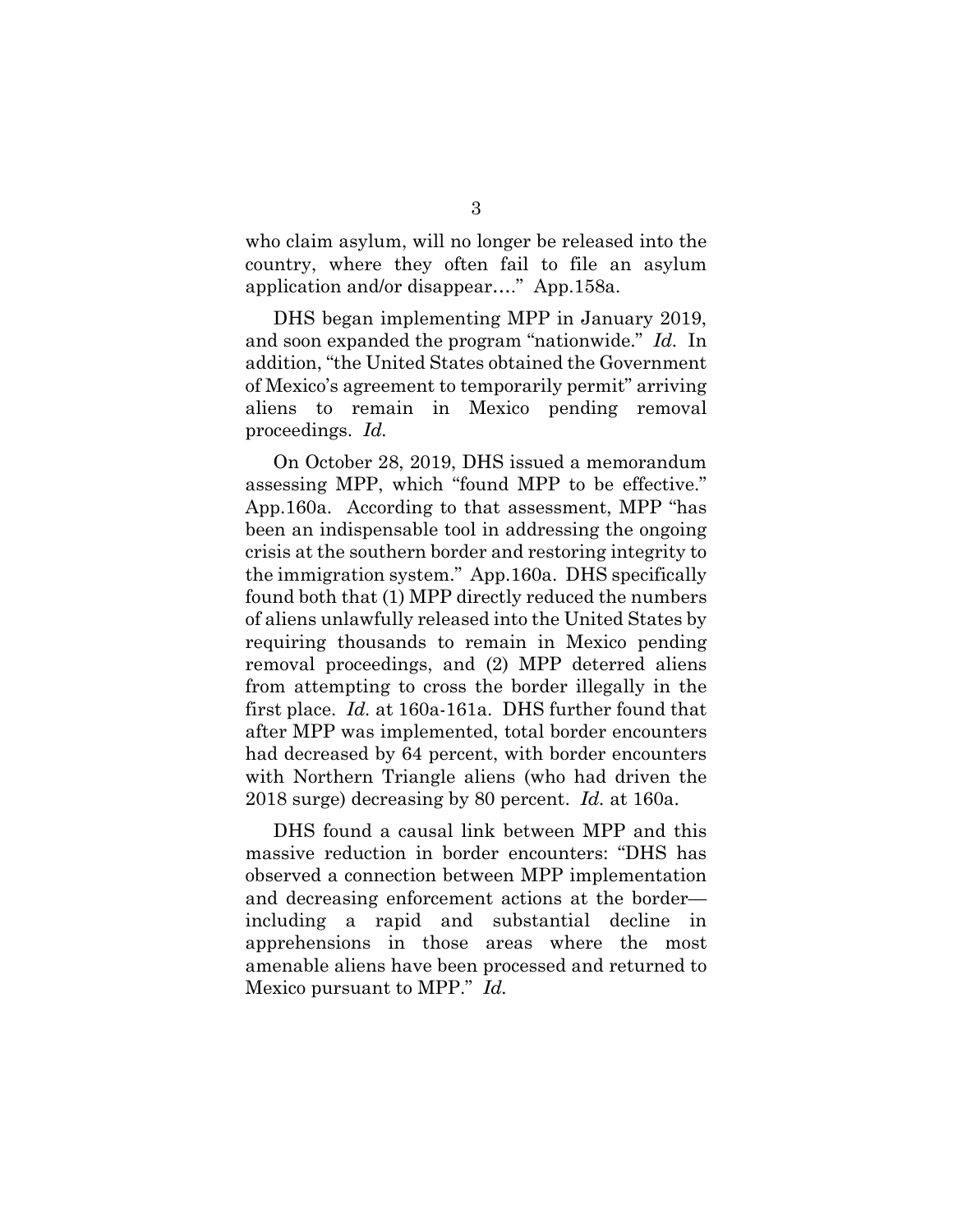who claim asylum, will no longer be released into the country, where they often fail to file an asylum application and/or disappear…." App.158a.

DHS began implementing MPP in January 2019, and soon expanded the program "nationwide." *Id.* In addition, "the United States obtained the Government of Mexico's agreement to temporarily permit" arriving aliens to remain in Mexico pending removal proceedings. *Id.*

On October 28, 2019, DHS issued a memorandum assessing MPP, which "found MPP to be effective." App.160a. According to that assessment, MPP "has been an indispensable tool in addressing the ongoing crisis at the southern border and restoring integrity to the immigration system." App.160a. DHS specifically found both that (1) MPP directly reduced the numbers of aliens unlawfully released into the United States by requiring thousands to remain in Mexico pending removal proceedings, and (2) MPP deterred aliens from attempting to cross the border illegally in the first place. *Id.* at 160a-161a. DHS further found that after MPP was implemented, total border encounters had decreased by 64 percent, with border encounters with Northern Triangle aliens (who had driven the 2018 surge) decreasing by 80 percent. *Id.* at 160a.

DHS found a causal link between MPP and this massive reduction in border encounters: "DHS has observed a connection between MPP implementation and decreasing enforcement actions at the border—including a rapid and substantial decline in apprehensions in those areas where the most amenable aliens have been processed and returned to Mexico pursuant to MPP." *Id.*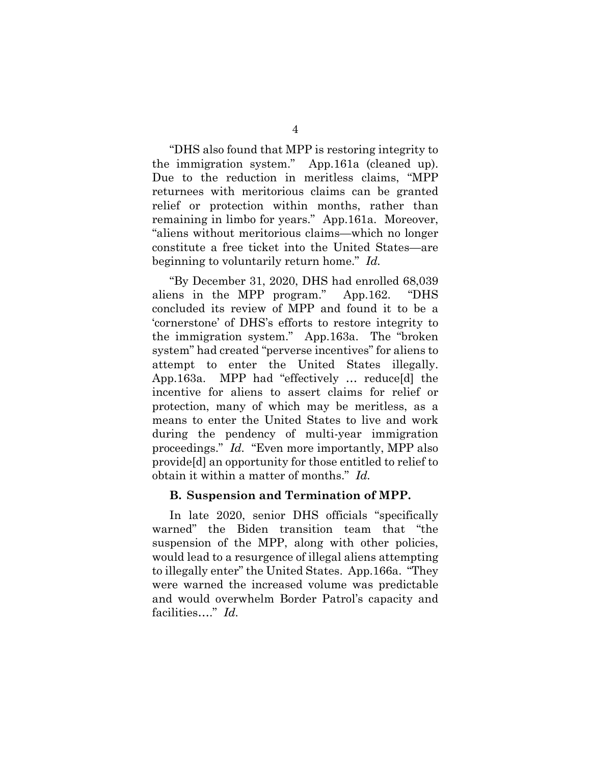"DHS also found that MPP is restoring integrity to the immigration system." App.161a (cleaned up). Due to the reduction in meritless claims, "MPP returnees with meritorious claims can be granted relief or protection within months, rather than remaining in limbo for years." App.161a. Moreover, "aliens without meritorious claims—which no longer constitute a free ticket into the United States—are beginning to voluntarily return home." *Id.*

"By December 31, 2020, DHS had enrolled 68,039 aliens in the MPP program." App.162. "DHS concluded its review of MPP and found it to be a 'cornerstone' of DHS's efforts to restore integrity to the immigration system." App.163a. The "broken system" had created "perverse incentives" for aliens to attempt to enter the United States illegally. App.163a. MPP had "effectively … reduce[d] the incentive for aliens to assert claims for relief or protection, many of which may be meritless, as a means to enter the United States to live and work during the pendency of multi-year immigration proceedings." *Id.* "Even more importantly, MPP also provide[d] an opportunity for those entitled to relief to obtain it within a matter of months." *Id.*

### B. Suspension and Termination of MPP.

In late 2020, senior DHS officials "specifically warned" the Biden transition team that "the suspension of the MPP, along with other policies, would lead to a resurgence of illegal aliens attempting to illegally enter" the United States. App.166a. "They were warned the increased volume was predictable and would overwhelm Border Patrol's capacity and facilities…." *Id.*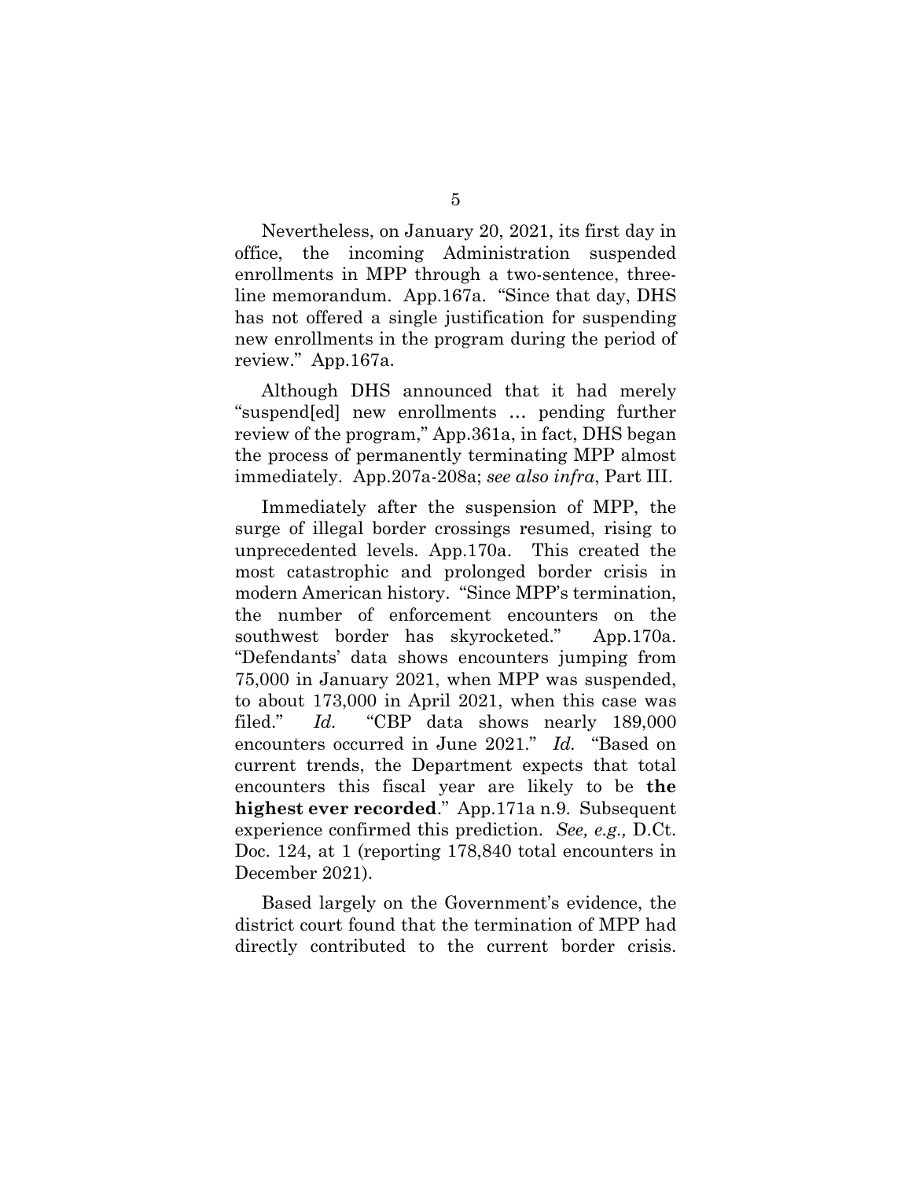Nevertheless, on January 20, 2021, its first day in office, the incoming Administration suspended enrollments in MPP through a two-sentence, three-line memorandum. App.167a. "Since that day, DHS has not offered a single justification for suspending new enrollments in the program during the period of review." App.167a.

Although DHS announced that it had merely "suspend[ed] new enrollments … pending further review of the program," App.361a, in fact, DHS began the process of permanently terminating MPP almost immediately. App.207a-208a; *see also infra*, Part III.

Immediately after the suspension of MPP, the surge of illegal border crossings resumed, rising to unprecedented levels. App.170a. This created the most catastrophic and prolonged border crisis in modern American history. "Since MPP's termination, the number of enforcement encounters on the southwest border has skyrocketed." App.170a. "Defendants' data shows encounters jumping from 75,000 in January 2021, when MPP was suspended, to about 173,000 in April 2021, when this case was filed." *Id.* "CBP data shows nearly 189,000 encounters occurred in June 2021." *Id.* "Based on current trends, the Department expects that total encounters this fiscal year are likely to be **the highest ever recorded**." App.171a n.9. Subsequent experience confirmed this prediction. *See, e.g.,* D.Ct. Doc. 124, at 1 (reporting 178,840 total encounters in December 2021).

Based largely on the Government's evidence, the district court found that the termination of MPP had directly contributed to the current border crisis.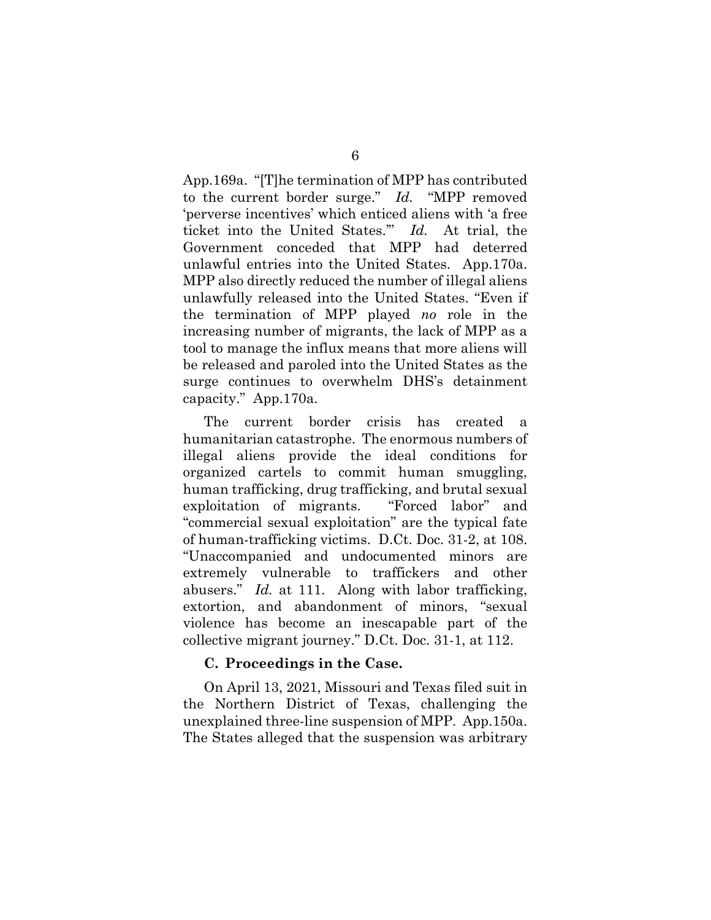App.169a. "[T]he termination of MPP has contributed to the current border surge." *Id.* "MPP removed 'perverse incentives' which enticed aliens with 'a free ticket into the United States.'" *Id.* At trial, the Government conceded that MPP had deterred unlawful entries into the United States. App.170a. MPP also directly reduced the number of illegal aliens unlawfully released into the United States. "Even if the termination of MPP played *no* role in the increasing number of migrants, the lack of MPP as a tool to manage the influx means that more aliens will be released and paroled into the United States as the surge continues to overwhelm DHS's detainment capacity." App.170a.

The current border crisis has created a humanitarian catastrophe. The enormous numbers of illegal aliens provide the ideal conditions for organized cartels to commit human smuggling, human trafficking, drug trafficking, and brutal sexual exploitation of migrants. "Forced labor" and "commercial sexual exploitation" are the typical fate of human-trafficking victims. D.Ct. Doc. 31-2, at 108. "Unaccompanied and undocumented minors are extremely vulnerable to traffickers and other abusers." *Id.* at 111. Along with labor trafficking, extortion, and abandonment of minors, "sexual violence has become an inescapable part of the collective migrant journey." D.Ct. Doc. 31-1, at 112.

### C. Proceedings in the Case.

On April 13, 2021, Missouri and Texas filed suit in the Northern District of Texas, challenging the unexplained three-line suspension of MPP. App.150a. The States alleged that the suspension was arbitrary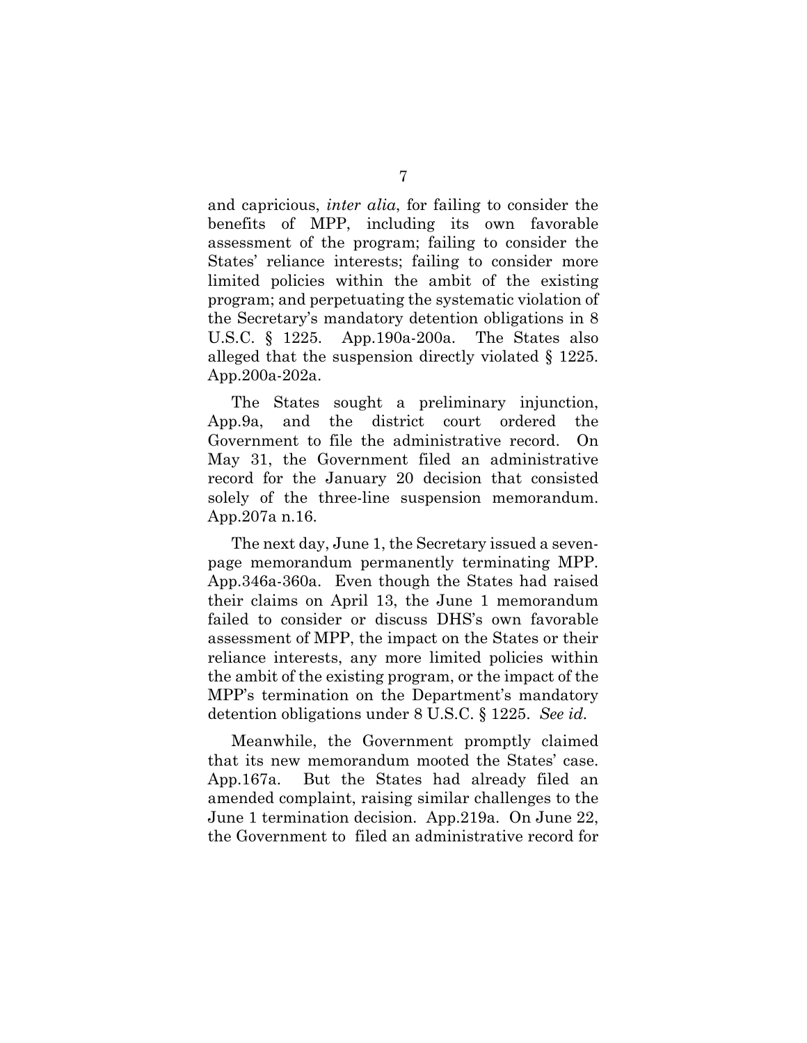and capricious, *inter alia*, for failing to consider the benefits of MPP, including its own favorable assessment of the program; failing to consider the States' reliance interests; failing to consider more limited policies within the ambit of the existing program; and perpetuating the systematic violation of the Secretary's mandatory detention obligations in 8 U.S.C. § 1225. App.190a-200a. The States also alleged that the suspension directly violated § 1225. App.200a-202a.

The States sought a preliminary injunction, App.9a, and the district court ordered the Government to file the administrative record. On May 31, the Government filed an administrative record for the January 20 decision that consisted solely of the three-line suspension memorandum. App.207a n.16.

The next day, June 1, the Secretary issued a seven-page memorandum permanently terminating MPP. App.346a-360a. Even though the States had raised their claims on April 13, the June 1 memorandum failed to consider or discuss DHS's own favorable assessment of MPP, the impact on the States or their reliance interests, any more limited policies within the ambit of the existing program, or the impact of the MPP's termination on the Department's mandatory detention obligations under 8 U.S.C. § 1225. *See id.*

Meanwhile, the Government promptly claimed that its new memorandum mooted the States' case. App.167a. But the States had already filed an amended complaint, raising similar challenges to the June 1 termination decision. App.219a. On June 22, the Government to filed an administrative record for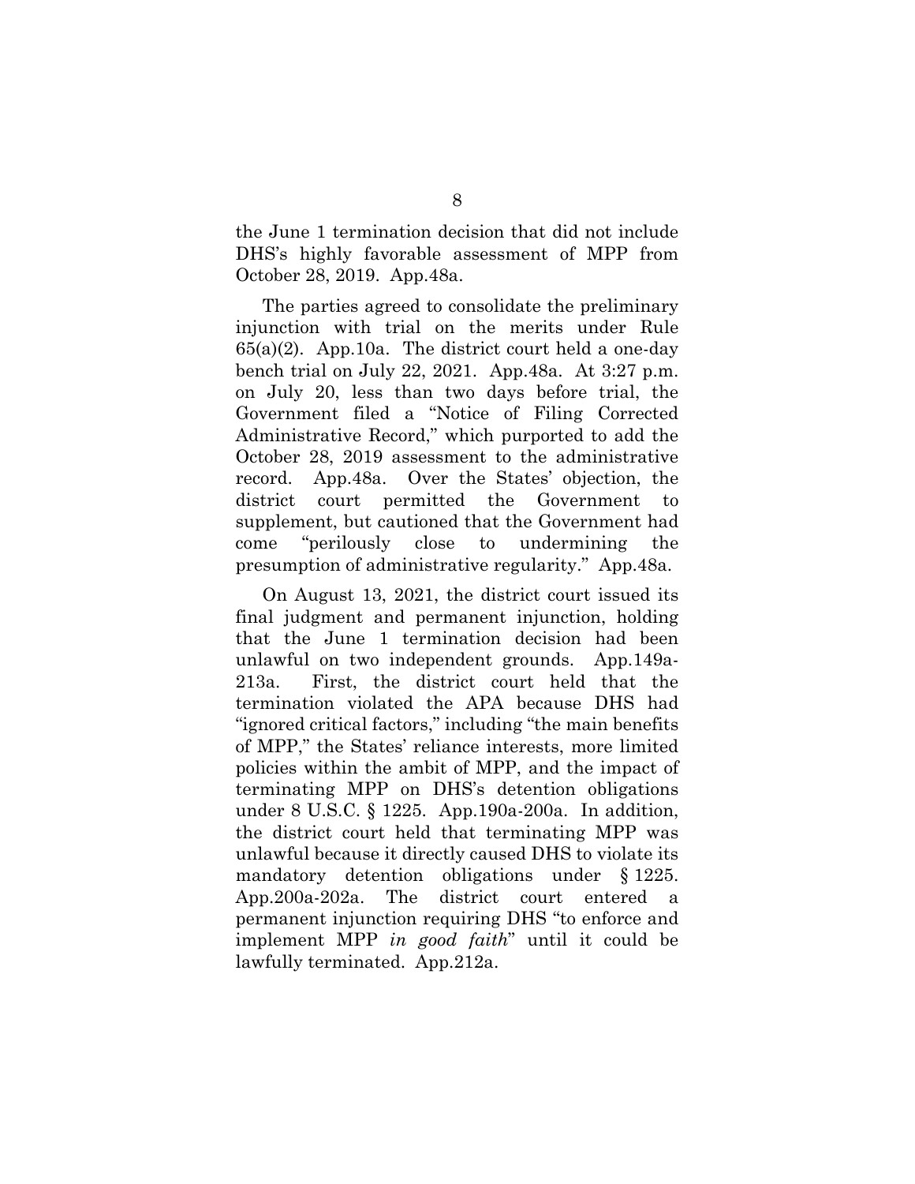the June 1 termination decision that did not include DHS's highly favorable assessment of MPP from October 28, 2019. App.48a.

The parties agreed to consolidate the preliminary injunction with trial on the merits under Rule 65(a)(2). App.10a. The district court held a one-day bench trial on July 22, 2021. App.48a. At 3:27 p.m. on July 20, less than two days before trial, the Government filed a "Notice of Filing Corrected Administrative Record," which purported to add the October 28, 2019 assessment to the administrative record. App.48a. Over the States' objection, the district court permitted the Government to supplement, but cautioned that the Government had come "perilously close to undermining the presumption of administrative regularity." App.48a.

On August 13, 2021, the district court issued its final judgment and permanent injunction, holding that the June 1 termination decision had been unlawful on two independent grounds. App.149a-213a. First, the district court held that the termination violated the APA because DHS had "ignored critical factors," including "the main benefits of MPP," the States' reliance interests, more limited policies within the ambit of MPP, and the impact of terminating MPP on DHS's detention obligations under 8 U.S.C. § 1225. App.190a-200a. In addition, the district court held that terminating MPP was unlawful because it directly caused DHS to violate its mandatory detention obligations under § 1225. App.200a-202a. The district court entered a permanent injunction requiring DHS "to enforce and implement MPP *in good faith*" until it could be lawfully terminated. App.212a.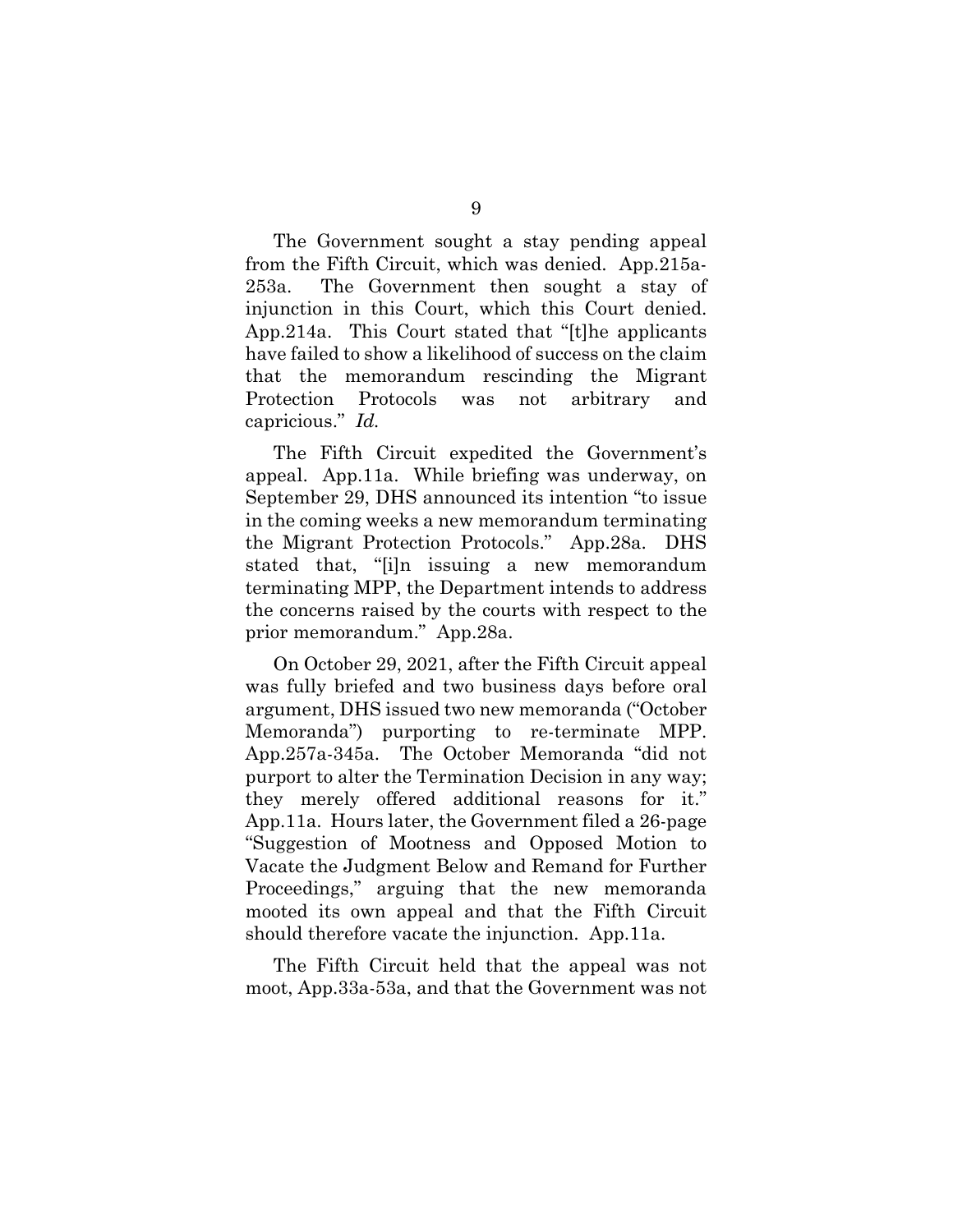The Government sought a stay pending appeal from the Fifth Circuit, which was denied. App.215a-253a. The Government then sought a stay of injunction in this Court, which this Court denied. App.214a. This Court stated that "[t]he applicants have failed to show a likelihood of success on the claim that the memorandum rescinding the Migrant Protection Protocols was not arbitrary and capricious." *Id.*

The Fifth Circuit expedited the Government's appeal. App.11a. While briefing was underway, on September 29, DHS announced its intention "to issue in the coming weeks a new memorandum terminating the Migrant Protection Protocols." App.28a. DHS stated that, "[i]n issuing a new memorandum terminating MPP, the Department intends to address the concerns raised by the courts with respect to the prior memorandum." App.28a.

On October 29, 2021, after the Fifth Circuit appeal was fully briefed and two business days before oral argument, DHS issued two new memoranda ("October Memoranda") purporting to re-terminate MPP. App.257a-345a. The October Memoranda "did not purport to alter the Termination Decision in any way; they merely offered additional reasons for it." App.11a. Hours later, the Government filed a 26-page "Suggestion of Mootness and Opposed Motion to Vacate the Judgment Below and Remand for Further Proceedings," arguing that the new memoranda mooted its own appeal and that the Fifth Circuit should therefore vacate the injunction. App.11a.

The Fifth Circuit held that the appeal was not moot, App.33a-53a, and that the Government was not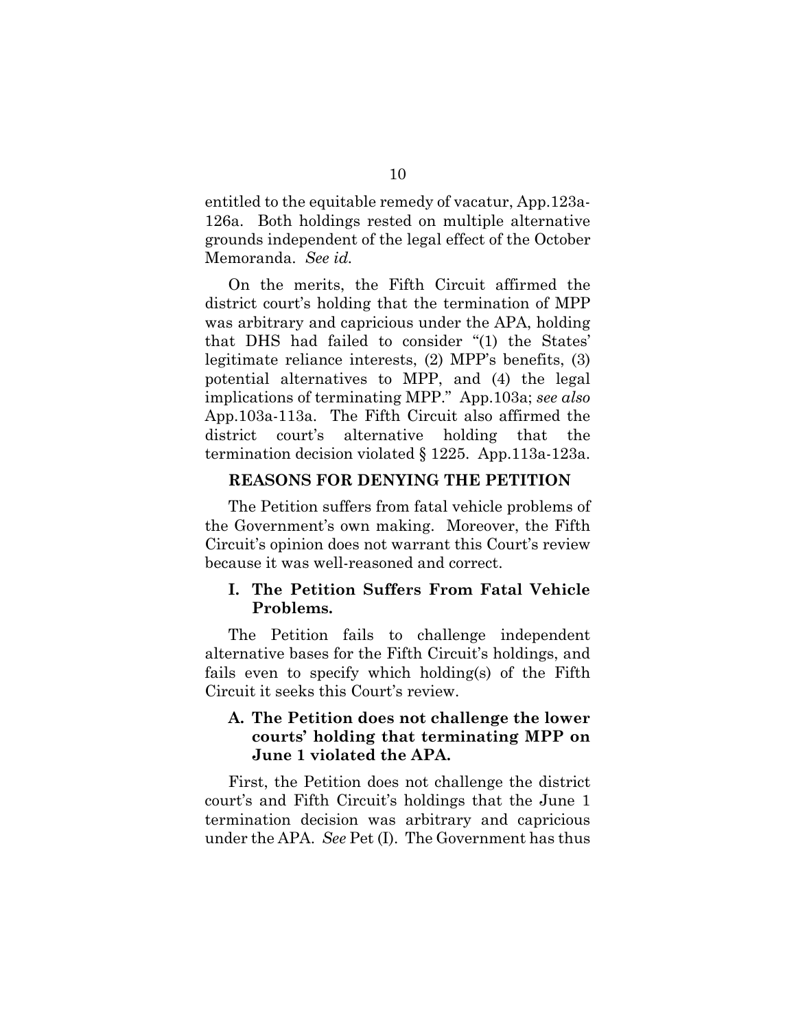entitled to the equitable remedy of vacatur, App.123a-126a. Both holdings rested on multiple alternative grounds independent of the legal effect of the October Memoranda. *See id.*

On the merits, the Fifth Circuit affirmed the district court's holding that the termination of MPP was arbitrary and capricious under the APA, holding that DHS had failed to consider "(1) the States' legitimate reliance interests, (2) MPP's benefits, (3) potential alternatives to MPP, and (4) the legal implications of terminating MPP." App.103a; *see also* App.103a-113a. The Fifth Circuit also affirmed the district court's alternative holding that the termination decision violated § 1225. App.113a-123a.

## REASONS FOR DENYING THE PETITION

The Petition suffers from fatal vehicle problems of the Government's own making. Moreover, the Fifth Circuit's opinion does not warrant this Court's review because it was well-reasoned and correct.

### I. The Petition Suffers From Fatal Vehicle Problems.

The Petition fails to challenge independent alternative bases for the Fifth Circuit's holdings, and fails even to specify which holding(s) of the Fifth Circuit it seeks this Court's review.

#### A. The Petition does not challenge the lower courts' holding that terminating MPP on June 1 violated the APA.

First, the Petition does not challenge the district court's and Fifth Circuit's holdings that the June 1 termination decision was arbitrary and capricious under the APA. *See* Pet (I). The Government has thus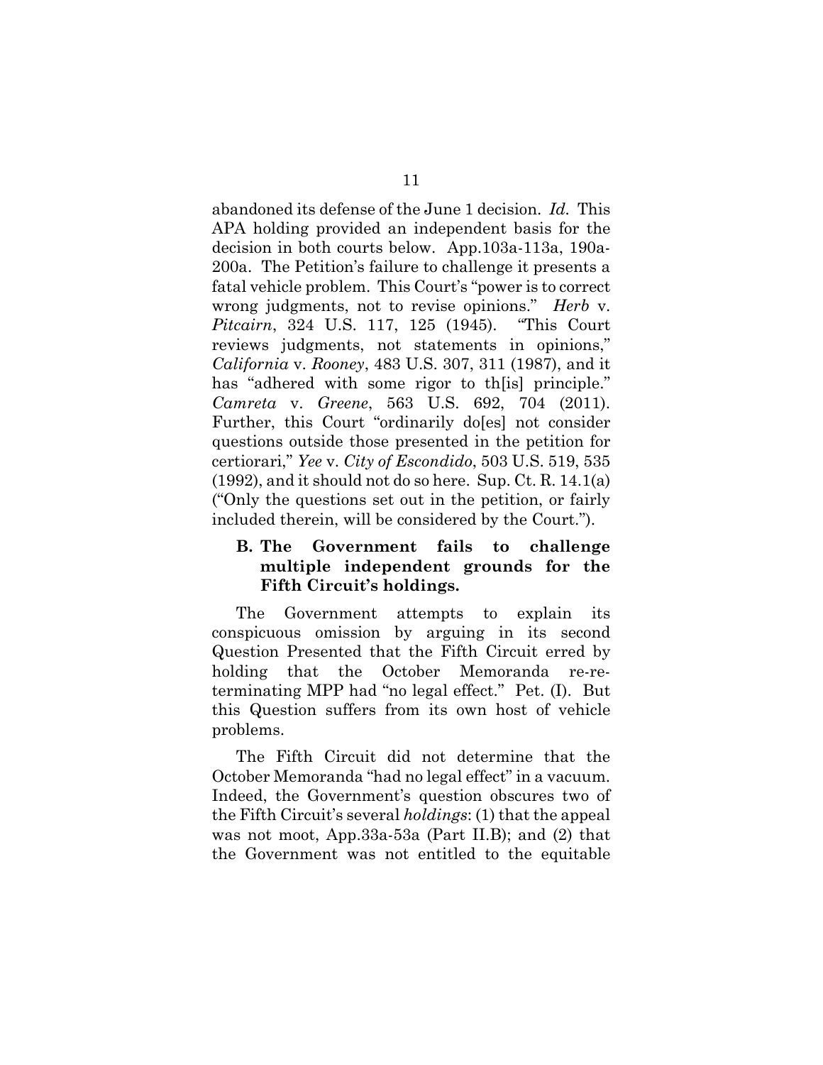abandoned its defense of the June 1 decision. *Id.* This APA holding provided an independent basis for the decision in both courts below. App.103a-113a, 190a-200a. The Petition's failure to challenge it presents a fatal vehicle problem. This Court's "power is to correct wrong judgments, not to revise opinions." *Herb* v. *Pitcairn*, 324 U.S. 117, 125 (1945). "This Court reviews judgments, not statements in opinions," *California* v. *Rooney*, 483 U.S. 307, 311 (1987), and it has "adhered with some rigor to th[is] principle." *Camreta* v. *Greene*, 563 U.S. 692, 704 (2011). Further, this Court "ordinarily do[es] not consider questions outside those presented in the petition for certiorari," *Yee* v. *City of Escondido*, 503 U.S. 519, 535 (1992), and it should not do so here. Sup. Ct. R. 14.1(a) ("Only the questions set out in the petition, or fairly included therein, will be considered by the Court.").

### B. The Government fails to challenge multiple independent grounds for the Fifth Circuit's holdings.

The Government attempts to explain its conspicuous omission by arguing in its second Question Presented that the Fifth Circuit erred by holding that the October Memoranda re-re-terminating MPP had "no legal effect." Pet. (I). But this Question suffers from its own host of vehicle problems.

The Fifth Circuit did not determine that the October Memoranda "had no legal effect" in a vacuum. Indeed, the Government's question obscures two of the Fifth Circuit's several *holdings*: (1) that the appeal was not moot, App.33a-53a (Part II.B); and (2) that the Government was not entitled to the equitable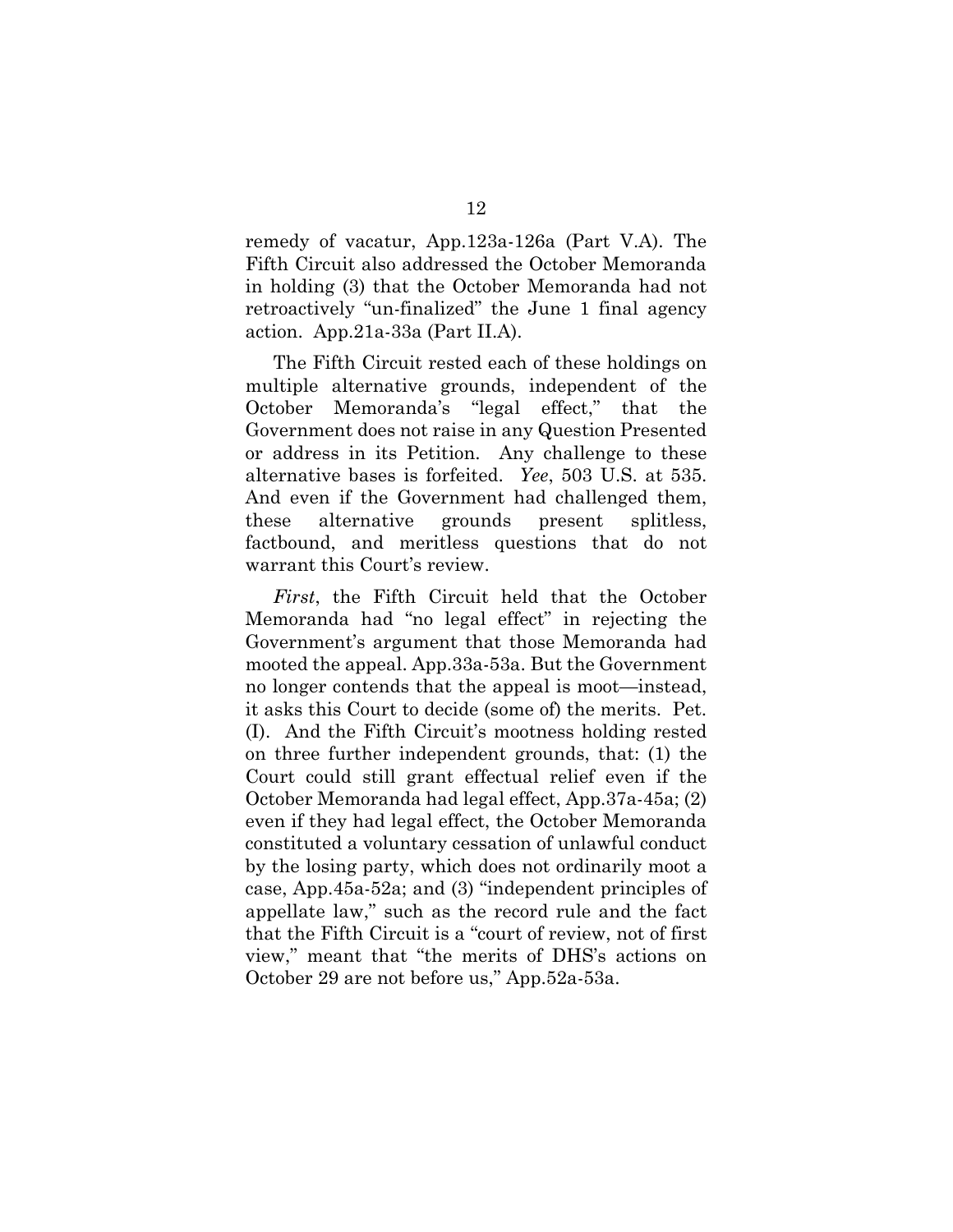remedy of vacatur, App.123a-126a (Part V.A). The Fifth Circuit also addressed the October Memoranda in holding (3) that the October Memoranda had not retroactively "un-finalized" the June 1 final agency action. App.21a-33a (Part II.A).

The Fifth Circuit rested each of these holdings on multiple alternative grounds, independent of the October Memoranda's "legal effect," that the Government does not raise in any Question Presented or address in its Petition. Any challenge to these alternative bases is forfeited. *Yee*, 503 U.S. at 535. And even if the Government had challenged them, these alternative grounds present splitless, factbound, and meritless questions that do not warrant this Court's review.

*First*, the Fifth Circuit held that the October Memoranda had "no legal effect" in rejecting the Government's argument that those Memoranda had mooted the appeal. App.33a-53a. But the Government no longer contends that the appeal is moot—instead, it asks this Court to decide (some of) the merits. Pet. (I). And the Fifth Circuit's mootness holding rested on three further independent grounds, that: (1) the Court could still grant effectual relief even if the October Memoranda had legal effect, App.37a-45a; (2) even if they had legal effect, the October Memoranda constituted a voluntary cessation of unlawful conduct by the losing party, which does not ordinarily moot a case, App.45a-52a; and (3) "independent principles of appellate law," such as the record rule and the fact that the Fifth Circuit is a "court of review, not of first view," meant that "the merits of DHS's actions on October 29 are not before us," App.52a-53a.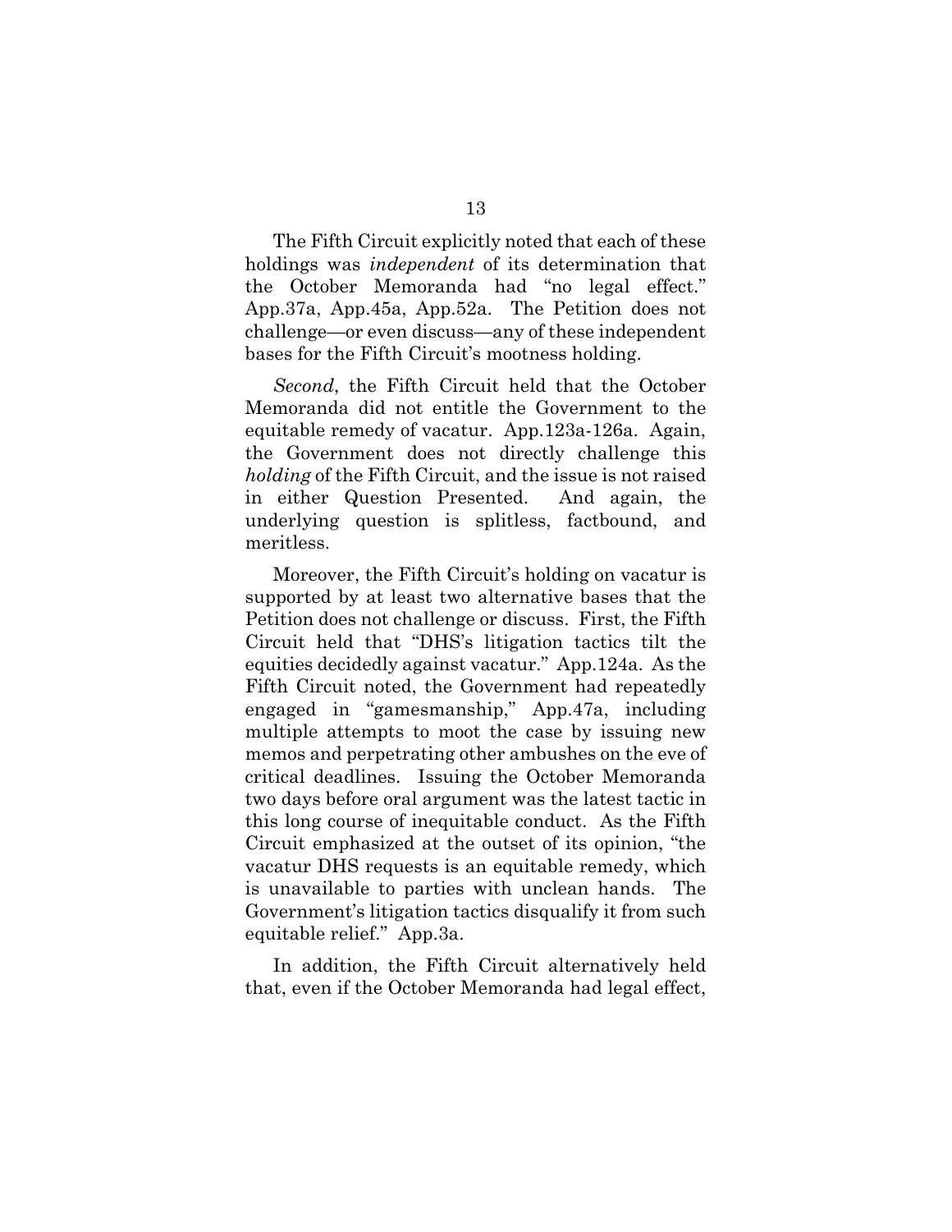The Fifth Circuit explicitly noted that each of these holdings was *independent* of its determination that the October Memoranda had "no legal effect." App.37a, App.45a, App.52a. The Petition does not challenge—or even discuss—any of these independent bases for the Fifth Circuit's mootness holding.

*Second*, the Fifth Circuit held that the October Memoranda did not entitle the Government to the equitable remedy of vacatur. App.123a-126a. Again, the Government does not directly challenge this *holding* of the Fifth Circuit, and the issue is not raised in either Question Presented. And again, the underlying question is splitless, factbound, and meritless.

Moreover, the Fifth Circuit's holding on vacatur is supported by at least two alternative bases that the Petition does not challenge or discuss. First, the Fifth Circuit held that "DHS's litigation tactics tilt the equities decidedly against vacatur." App.124a. As the Fifth Circuit noted, the Government had repeatedly engaged in "gamesmanship," App.47a, including multiple attempts to moot the case by issuing new memos and perpetrating other ambushes on the eve of critical deadlines. Issuing the October Memoranda two days before oral argument was the latest tactic in this long course of inequitable conduct. As the Fifth Circuit emphasized at the outset of its opinion, "the vacatur DHS requests is an equitable remedy, which is unavailable to parties with unclean hands. The Government's litigation tactics disqualify it from such equitable relief." App.3a.

In addition, the Fifth Circuit alternatively held that, even if the October Memoranda had legal effect,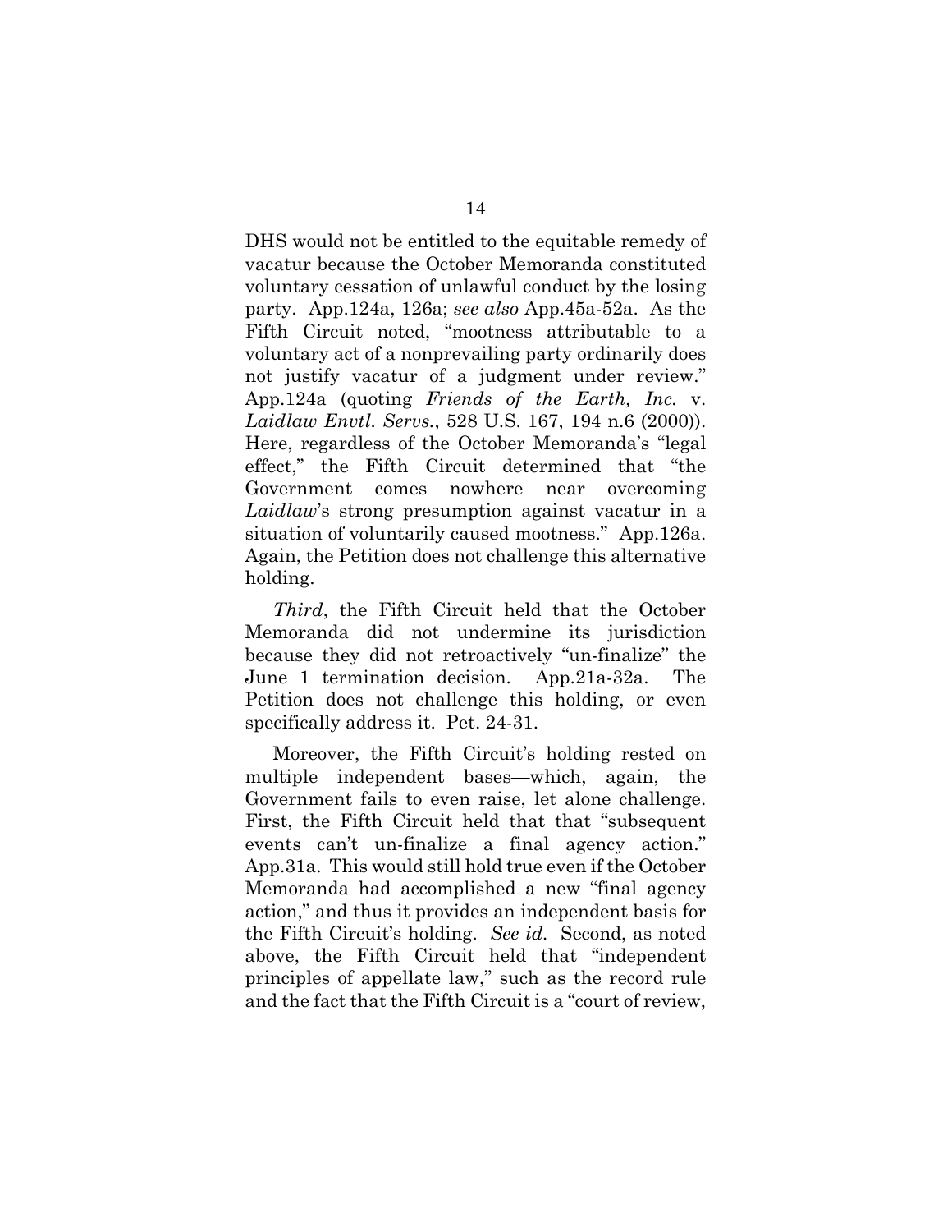DHS would not be entitled to the equitable remedy of vacatur because the October Memoranda constituted voluntary cessation of unlawful conduct by the losing party. App.124a, 126a; *see also* App.45a-52a. As the Fifth Circuit noted, "mootness attributable to a voluntary act of a nonprevailing party ordinarily does not justify vacatur of a judgment under review." App.124a (quoting *Friends of the Earth, Inc.* v. *Laidlaw Envtl. Servs.*, 528 U.S. 167, 194 n.6 (2000)). Here, regardless of the October Memoranda's "legal effect," the Fifth Circuit determined that "the Government comes nowhere near overcoming *Laidlaw*'s strong presumption against vacatur in a situation of voluntarily caused mootness." App.126a. Again, the Petition does not challenge this alternative holding.

*Third*, the Fifth Circuit held that the October Memoranda did not undermine its jurisdiction because they did not retroactively "un-finalize" the June 1 termination decision. App.21a-32a. The Petition does not challenge this holding, or even specifically address it. Pet. 24-31.

Moreover, the Fifth Circuit's holding rested on multiple independent bases—which, again, the Government fails to even raise, let alone challenge. First, the Fifth Circuit held that that "subsequent events can't un-finalize a final agency action." App.31a. This would still hold true even if the October Memoranda had accomplished a new "final agency action," and thus it provides an independent basis for the Fifth Circuit's holding. *See id.* Second, as noted above, the Fifth Circuit held that "independent principles of appellate law," such as the record rule and the fact that the Fifth Circuit is a "court of review,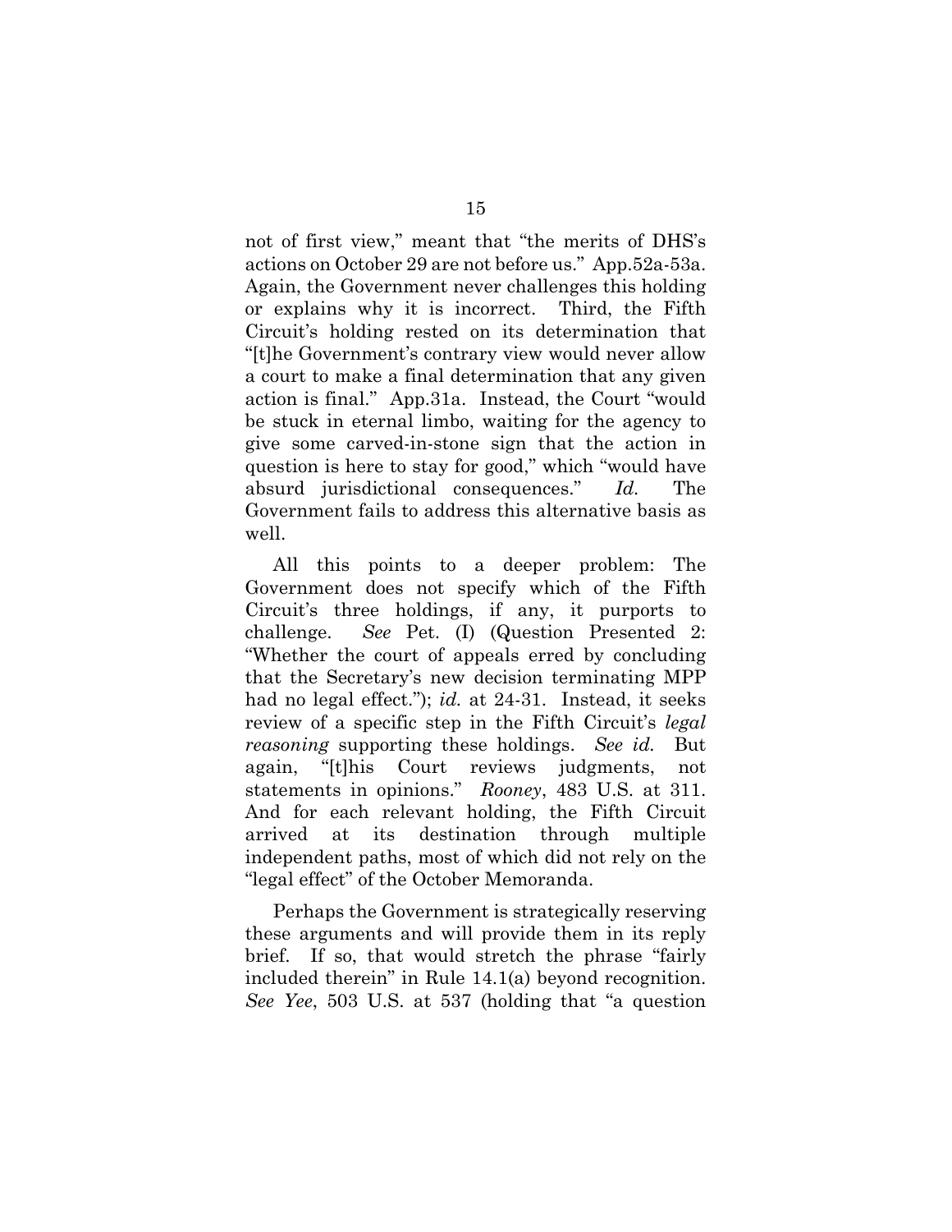not of first view," meant that "the merits of DHS's actions on October 29 are not before us." App.52a-53a. Again, the Government never challenges this holding or explains why it is incorrect. Third, the Fifth Circuit's holding rested on its determination that "[t]he Government's contrary view would never allow a court to make a final determination that any given action is final." App.31a. Instead, the Court "would be stuck in eternal limbo, waiting for the agency to give some carved-in-stone sign that the action in question is here to stay for good," which "would have absurd jurisdictional consequences." *Id.* The Government fails to address this alternative basis as well.

All this points to a deeper problem: The Government does not specify which of the Fifth Circuit's three holdings, if any, it purports to challenge. *See* Pet. (I) (Question Presented 2: "Whether the court of appeals erred by concluding that the Secretary's new decision terminating MPP had no legal effect."); *id.* at 24-31. Instead, it seeks review of a specific step in the Fifth Circuit's *legal reasoning* supporting these holdings. *See id.* But again, "[t]his Court reviews judgments, not statements in opinions." *Rooney*, 483 U.S. at 311. And for each relevant holding, the Fifth Circuit arrived at its destination through multiple independent paths, most of which did not rely on the "legal effect" of the October Memoranda.

Perhaps the Government is strategically reserving these arguments and will provide them in its reply brief. If so, that would stretch the phrase "fairly included therein" in Rule 14.1(a) beyond recognition. *See Yee*, 503 U.S. at 537 (holding that "a question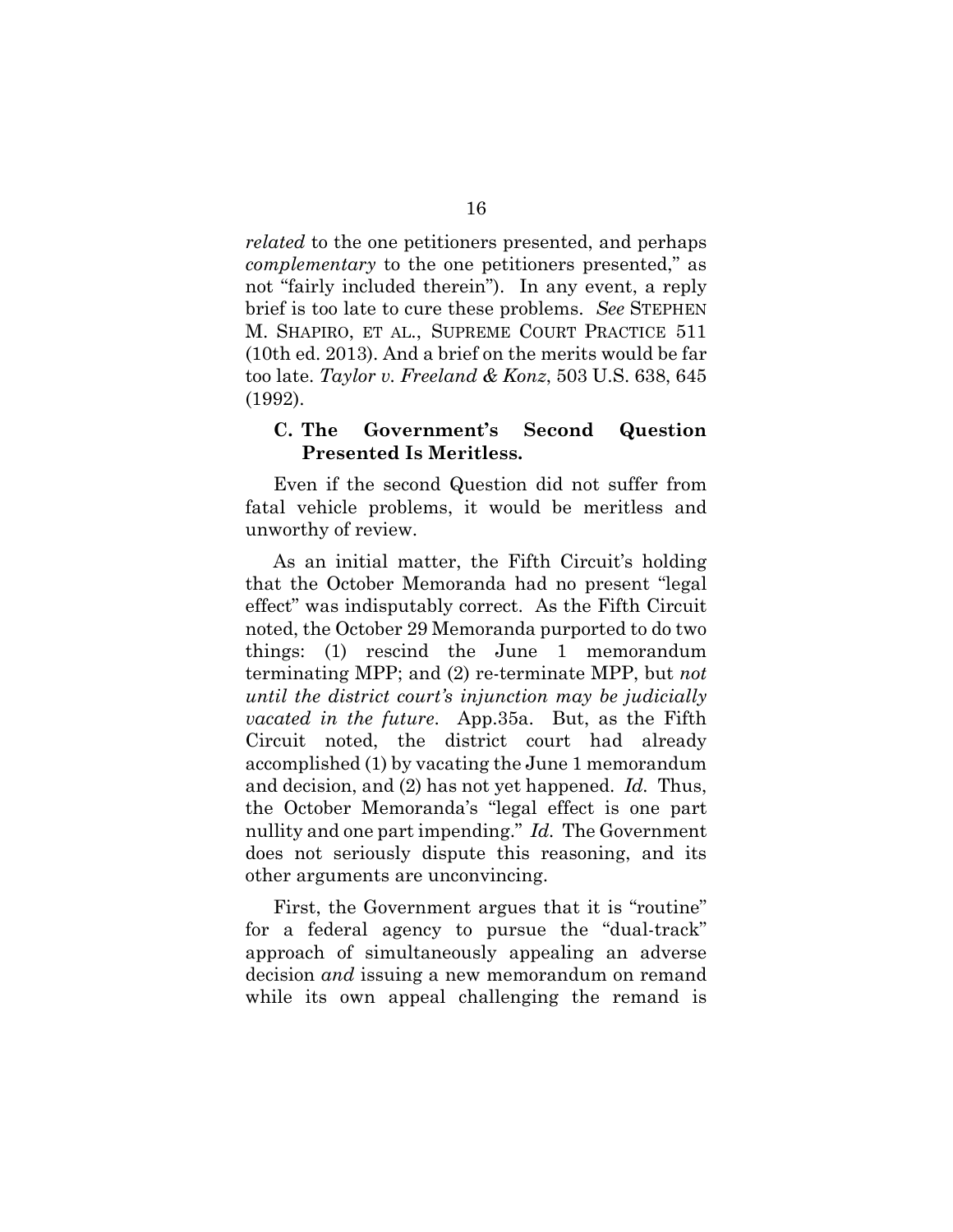*related* to the one petitioners presented, and perhaps *complementary* to the one petitioners presented," as not "fairly included therein"). In any event, a reply brief is too late to cure these problems. *See* STEPHEN M. SHAPIRO, ET AL., SUPREME COURT PRACTICE 511 (10th ed. 2013). And a brief on the merits would be far too late. *Taylor v. Freeland & Konz*, 503 U.S. 638, 645 (1992).

### C. The Government's Second Question Presented Is Meritless.

Even if the second Question did not suffer from fatal vehicle problems, it would be meritless and unworthy of review.

As an initial matter, the Fifth Circuit's holding that the October Memoranda had no present "legal effect" was indisputably correct. As the Fifth Circuit noted, the October 29 Memoranda purported to do two things: (1) rescind the June 1 memorandum terminating MPP; and (2) re-terminate MPP, but *not until the district court's injunction may be judicially vacated in the future*. App.35a. But, as the Fifth Circuit noted, the district court had already accomplished (1) by vacating the June 1 memorandum and decision, and (2) has not yet happened. *Id.* Thus, the October Memoranda's "legal effect is one part nullity and one part impending." *Id.* The Government does not seriously dispute this reasoning, and its other arguments are unconvincing.

First, the Government argues that it is "routine" for a federal agency to pursue the "dual-track" approach of simultaneously appealing an adverse decision *and* issuing a new memorandum on remand while its own appeal challenging the remand is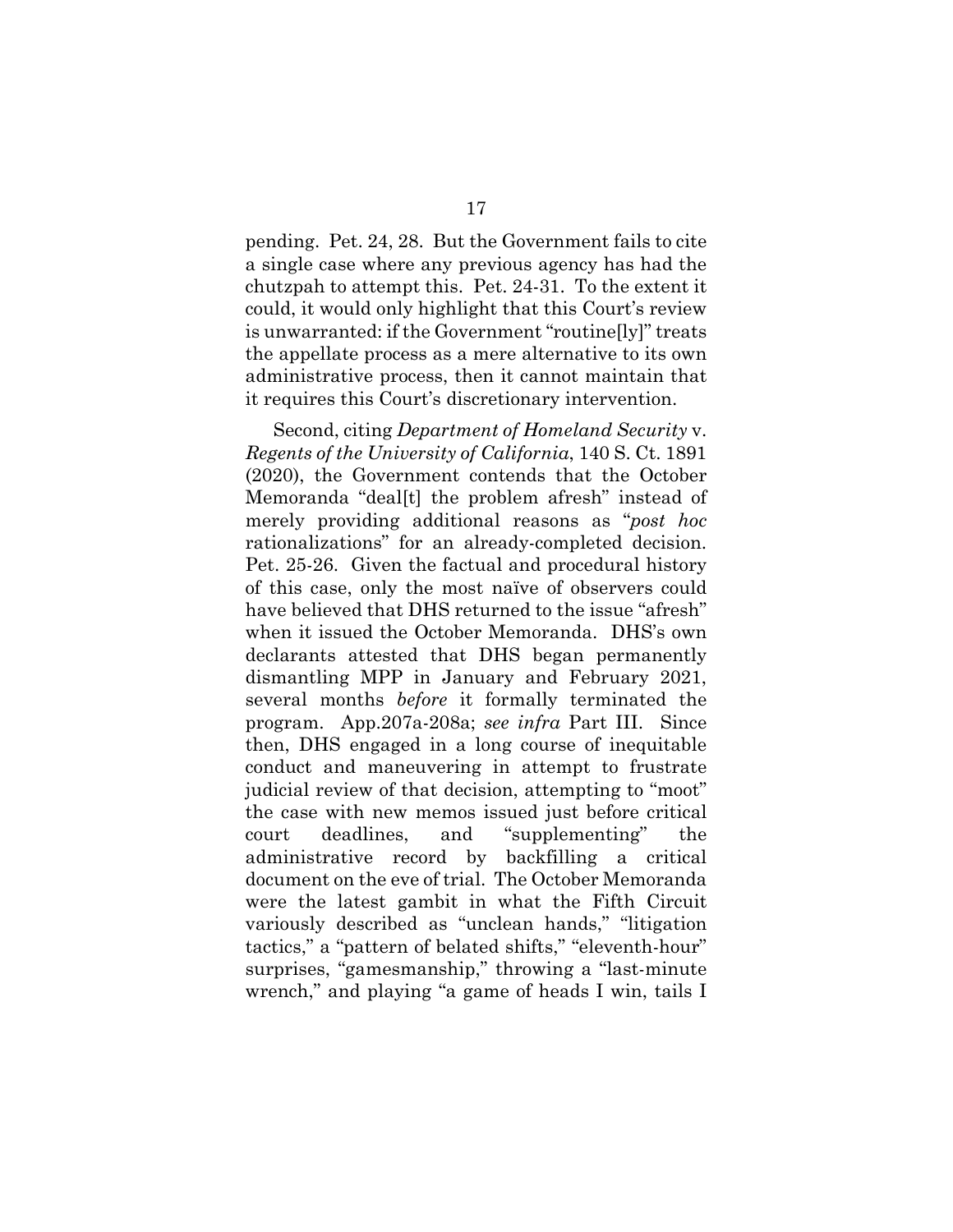pending. Pet. 24, 28. But the Government fails to cite a single case where any previous agency has had the chutzpah to attempt this. Pet. 24-31. To the extent it could, it would only highlight that this Court's review is unwarranted: if the Government "routine[ly]" treats the appellate process as a mere alternative to its own administrative process, then it cannot maintain that it requires this Court's discretionary intervention.

Second, citing *Department of Homeland Security* v. *Regents of the University of California*, 140 S. Ct. 1891 (2020), the Government contends that the October Memoranda "deal[t] the problem afresh" instead of merely providing additional reasons as "*post hoc* rationalizations" for an already-completed decision. Pet. 25-26. Given the factual and procedural history of this case, only the most naïve of observers could have believed that DHS returned to the issue "afresh" when it issued the October Memoranda. DHS's own declarants attested that DHS began permanently dismantling MPP in January and February 2021, several months *before* it formally terminated the program. App.207a-208a; *see infra* Part III. Since then, DHS engaged in a long course of inequitable conduct and maneuvering in attempt to frustrate judicial review of that decision, attempting to "moot" the case with new memos issued just before critical court deadlines, and "supplementing" the administrative record by backfilling a critical document on the eve of trial. The October Memoranda were the latest gambit in what the Fifth Circuit variously described as "unclean hands," "litigation tactics," a "pattern of belated shifts," "eleventh-hour" surprises, "gamesmanship," throwing a "last-minute wrench," and playing "a game of heads I win, tails I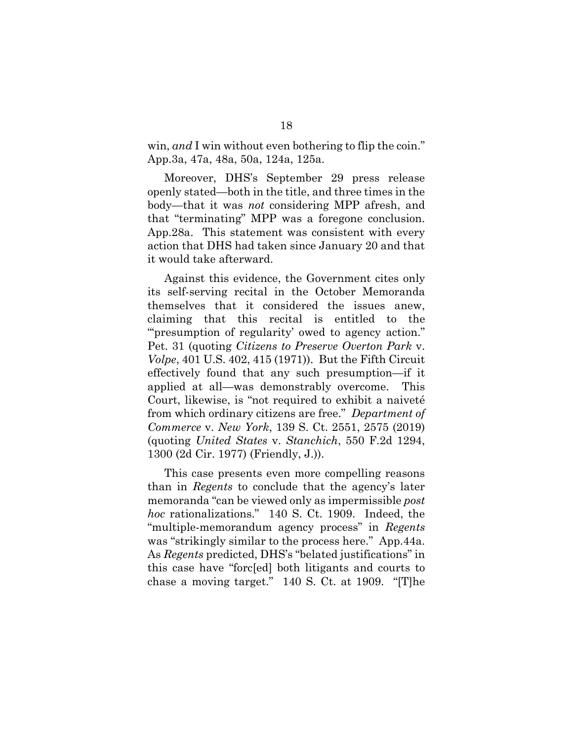win, *and* I win without even bothering to flip the coin." App.3a, 47a, 48a, 50a, 124a, 125a.

Moreover, DHS's September 29 press release openly stated—both in the title, and three times in the body—that it was *not* considering MPP afresh, and that "terminating" MPP was a foregone conclusion. App.28a. This statement was consistent with every action that DHS had taken since January 20 and that it would take afterward.

Against this evidence, the Government cites only its self-serving recital in the October Memoranda themselves that it considered the issues anew, claiming that this recital is entitled to the "'presumption of regularity' owed to agency action." Pet. 31 (quoting *Citizens to Preserve Overton Park* v. *Volpe*, 401 U.S. 402, 415 (1971)). But the Fifth Circuit effectively found that any such presumption—if it applied at all—was demonstrably overcome. This Court, likewise, is "not required to exhibit a naiveté from which ordinary citizens are free." *Department of Commerce* v. *New York*, 139 S. Ct. 2551, 2575 (2019) (quoting *United States* v. *Stanchich*, 550 F.2d 1294, 1300 (2d Cir. 1977) (Friendly, J.)).

This case presents even more compelling reasons than in *Regents* to conclude that the agency's later memoranda "can be viewed only as impermissible *post hoc* rationalizations." 140 S. Ct. 1909. Indeed, the "multiple-memorandum agency process" in *Regents* was "strikingly similar to the process here." App.44a. As *Regents* predicted, DHS's "belated justifications" in this case have "forc[ed] both litigants and courts to chase a moving target." 140 S. Ct. at 1909. "[T]he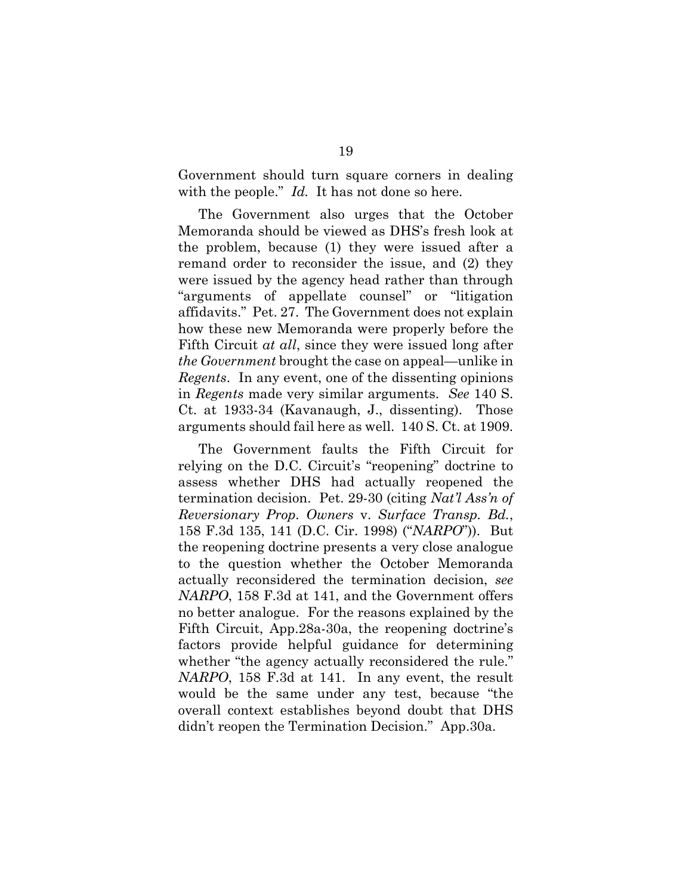Government should turn square corners in dealing with the people." *Id.* It has not done so here.

The Government also urges that the October Memoranda should be viewed as DHS's fresh look at the problem, because (1) they were issued after a remand order to reconsider the issue, and (2) they were issued by the agency head rather than through "arguments of appellate counsel" or "litigation affidavits." Pet. 27. The Government does not explain how these new Memoranda were properly before the Fifth Circuit *at all*, since they were issued long after *the Government* brought the case on appeal—unlike in *Regents*. In any event, one of the dissenting opinions in *Regents* made very similar arguments. *See* 140 S. Ct. at 1933-34 (Kavanaugh, J., dissenting). Those arguments should fail here as well. 140 S. Ct. at 1909.

The Government faults the Fifth Circuit for relying on the D.C. Circuit's "reopening" doctrine to assess whether DHS had actually reopened the termination decision. Pet. 29-30 (citing *Nat'l Ass'n of Reversionary Prop. Owners* v. *Surface Transp. Bd.*, 158 F.3d 135, 141 (D.C. Cir. 1998) ("*NARPO*")). But the reopening doctrine presents a very close analogue to the question whether the October Memoranda actually reconsidered the termination decision, *see NARPO*, 158 F.3d at 141, and the Government offers no better analogue. For the reasons explained by the Fifth Circuit, App.28a-30a, the reopening doctrine's factors provide helpful guidance for determining whether "the agency actually reconsidered the rule." *NARPO*, 158 F.3d at 141. In any event, the result would be the same under any test, because "the overall context establishes beyond doubt that DHS didn't reopen the Termination Decision." App.30a.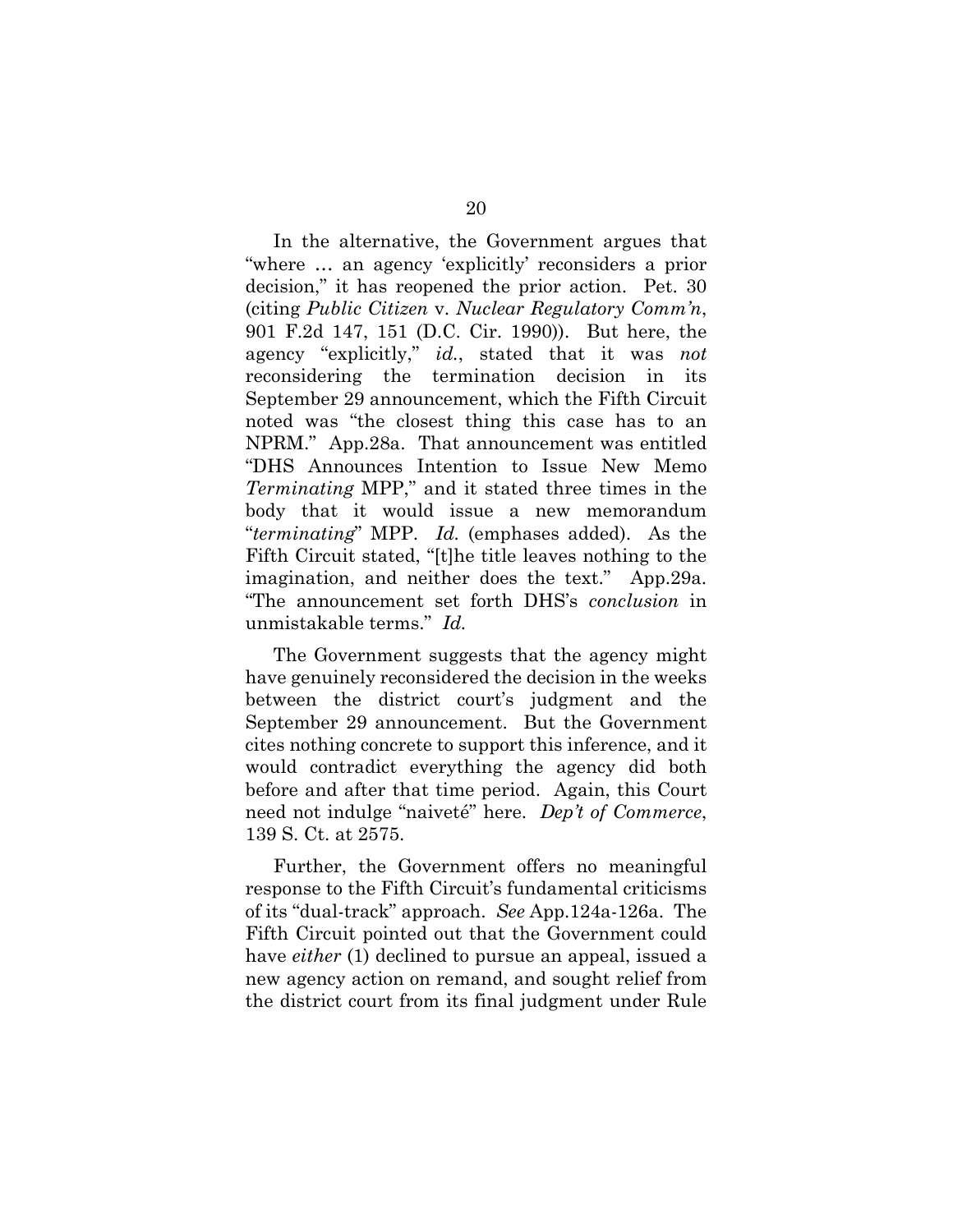In the alternative, the Government argues that "where … an agency 'explicitly' reconsiders a prior decision," it has reopened the prior action. Pet. 30 (citing *Public Citizen* v. *Nuclear Regulatory Comm'n*, 901 F.2d 147, 151 (D.C. Cir. 1990)). But here, the agency "explicitly," *id.*, stated that it was *not* reconsidering the termination decision in its September 29 announcement, which the Fifth Circuit noted was "the closest thing this case has to an NPRM." App.28a. That announcement was entitled "DHS Announces Intention to Issue New Memo *Terminating* MPP," and it stated three times in the body that it would issue a new memorandum "*terminating*" MPP. *Id.* (emphases added). As the Fifth Circuit stated, "[t]he title leaves nothing to the imagination, and neither does the text." App.29a. "The announcement set forth DHS's *conclusion* in unmistakable terms." *Id.*

The Government suggests that the agency might have genuinely reconsidered the decision in the weeks between the district court's judgment and the September 29 announcement. But the Government cites nothing concrete to support this inference, and it would contradict everything the agency did both before and after that time period. Again, this Court need not indulge "naiveté" here. *Dep't of Commerce*, 139 S. Ct. at 2575.

Further, the Government offers no meaningful response to the Fifth Circuit's fundamental criticisms of its "dual-track" approach. *See* App.124a-126a. The Fifth Circuit pointed out that the Government could have *either* (1) declined to pursue an appeal, issued a new agency action on remand, and sought relief from the district court from its final judgment under Rule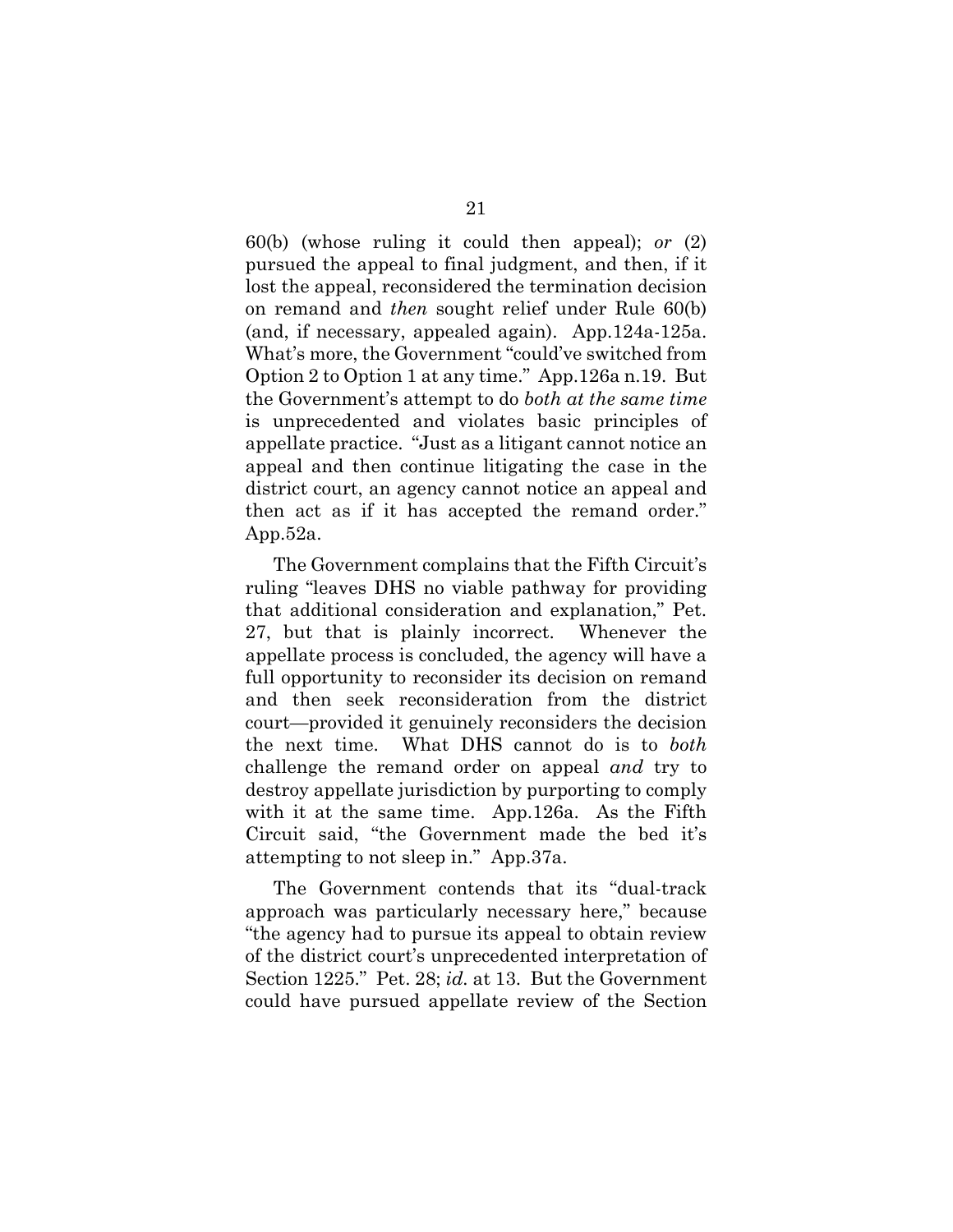60(b) (whose ruling it could then appeal); *or* (2) pursued the appeal to final judgment, and then, if it lost the appeal, reconsidered the termination decision on remand and *then* sought relief under Rule 60(b) (and, if necessary, appealed again). App.124a-125a. What's more, the Government "could've switched from Option 2 to Option 1 at any time." App.126a n.19. But the Government's attempt to do *both at the same time* is unprecedented and violates basic principles of appellate practice. "Just as a litigant cannot notice an appeal and then continue litigating the case in the district court, an agency cannot notice an appeal and then act as if it has accepted the remand order." App.52a.

The Government complains that the Fifth Circuit's ruling "leaves DHS no viable pathway for providing that additional consideration and explanation," Pet. 27, but that is plainly incorrect. Whenever the appellate process is concluded, the agency will have a full opportunity to reconsider its decision on remand and then seek reconsideration from the district court—provided it genuinely reconsiders the decision the next time. What DHS cannot do is to *both* challenge the remand order on appeal *and* try to destroy appellate jurisdiction by purporting to comply with it at the same time. App.126a. As the Fifth Circuit said, "the Government made the bed it's attempting to not sleep in." App.37a.

The Government contends that its "dual-track approach was particularly necessary here," because "the agency had to pursue its appeal to obtain review of the district court's unprecedented interpretation of Section 1225." Pet. 28; *id.* at 13. But the Government could have pursued appellate review of the Section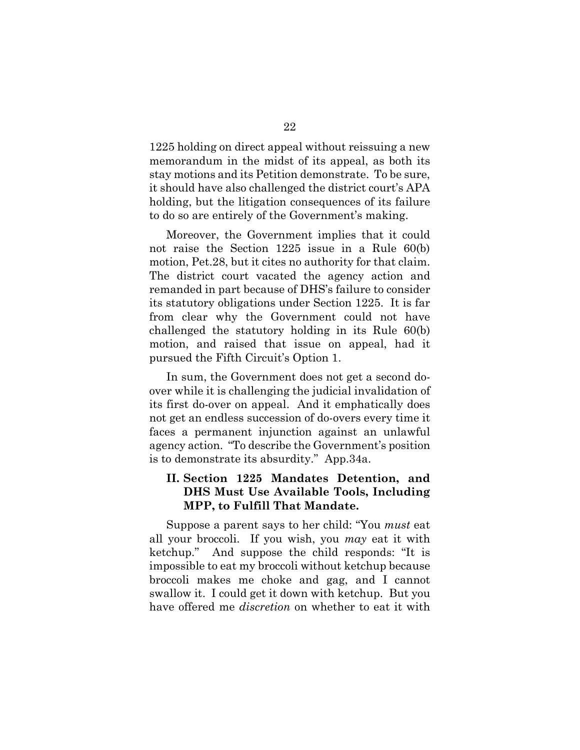1225 holding on direct appeal without reissuing a new memorandum in the midst of its appeal, as both its stay motions and its Petition demonstrate. To be sure, it should have also challenged the district court's APA holding, but the litigation consequences of its failure to do so are entirely of the Government's making.

Moreover, the Government implies that it could not raise the Section 1225 issue in a Rule 60(b) motion, Pet.28, but it cites no authority for that claim. The district court vacated the agency action and remanded in part because of DHS's failure to consider its statutory obligations under Section 1225. It is far from clear why the Government could not have challenged the statutory holding in its Rule 60(b) motion, and raised that issue on appeal, had it pursued the Fifth Circuit's Option 1.

In sum, the Government does not get a second do-over while it is challenging the judicial invalidation of its first do-over on appeal. And it emphatically does not get an endless succession of do-overs every time it faces a permanent injunction against an unlawful agency action. "To describe the Government's position is to demonstrate its absurdity." App.34a.

## II. Section 1225 Mandates Detention, and DHS Must Use Available Tools, Including MPP, to Fulfill That Mandate.

Suppose a parent says to her child: "You *must* eat all your broccoli. If you wish, you *may* eat it with ketchup." And suppose the child responds: "It is impossible to eat my broccoli without ketchup because broccoli makes me choke and gag, and I cannot swallow it. I could get it down with ketchup. But you have offered me *discretion* on whether to eat it with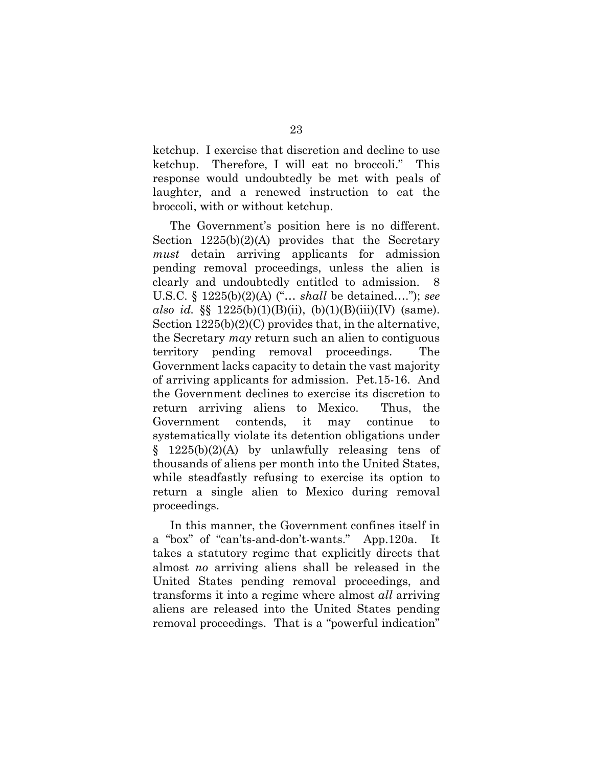ketchup. I exercise that discretion and decline to use ketchup. Therefore, I will eat no broccoli." This response would undoubtedly be met with peals of laughter, and a renewed instruction to eat the broccoli, with or without ketchup.

The Government's position here is no different. Section 1225(b)(2)(A) provides that the Secretary *must* detain arriving applicants for admission pending removal proceedings, unless the alien is clearly and undoubtedly entitled to admission. 8 U.S.C. § 1225(b)(2)(A) ("… *shall* be detained…."); *see also id.* §§ 1225(b)(1)(B)(ii), (b)(1)(B)(iii)(IV) (same). Section 1225(b)(2)(C) provides that, in the alternative, the Secretary *may* return such an alien to contiguous territory pending removal proceedings. The Government lacks capacity to detain the vast majority of arriving applicants for admission. Pet.15-16. And the Government declines to exercise its discretion to return arriving aliens to Mexico. Thus, the Government contends, it may continue to systematically violate its detention obligations under § 1225(b)(2)(A) by unlawfully releasing tens of thousands of aliens per month into the United States, while steadfastly refusing to exercise its option to return a single alien to Mexico during removal proceedings.

In this manner, the Government confines itself in a "box" of "can'ts-and-don't-wants." App.120a. It takes a statutory regime that explicitly directs that almost *no* arriving aliens shall be released in the United States pending removal proceedings, and transforms it into a regime where almost *all* arriving aliens are released into the United States pending removal proceedings. That is a "powerful indication"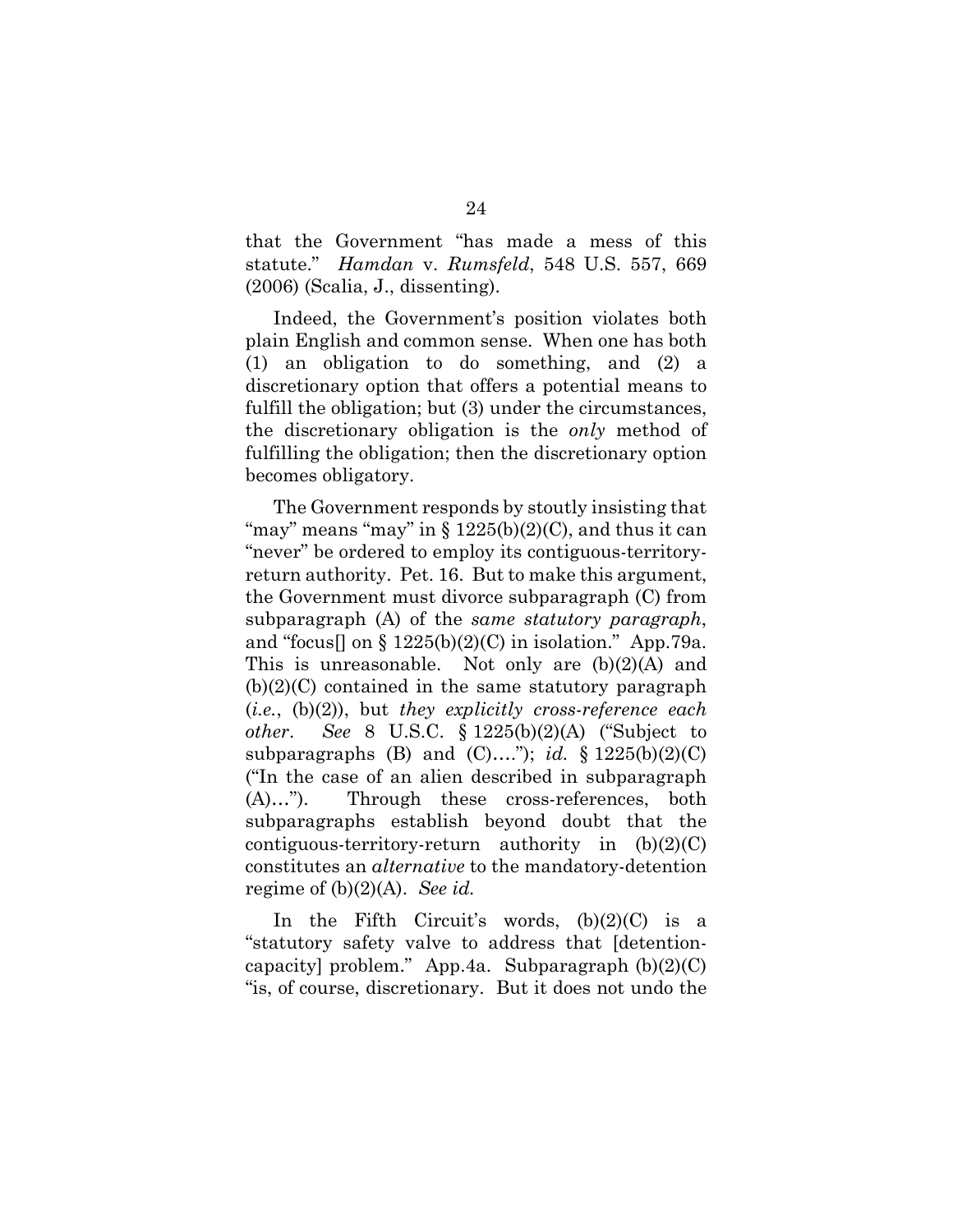that the Government "has made a mess of this statute." *Hamdan* v. *Rumsfeld*, 548 U.S. 557, 669 (2006) (Scalia, J., dissenting).

Indeed, the Government's position violates both plain English and common sense. When one has both (1) an obligation to do something, and (2) a discretionary option that offers a potential means to fulfill the obligation; but (3) under the circumstances, the discretionary obligation is the *only* method of fulfilling the obligation; then the discretionary option becomes obligatory.

The Government responds by stoutly insisting that "may" means "may" in § 1225(b)(2)(C), and thus it can "never" be ordered to employ its contiguous-territory-return authority. Pet. 16. But to make this argument, the Government must divorce subparagraph (C) from subparagraph (A) of the *same statutory paragraph*, and "focus[] on § 1225(b)(2)(C) in isolation." App.79a. This is unreasonable. Not only are (b)(2)(A) and (b)(2)(C) contained in the same statutory paragraph (*i.e.*, (b)(2)), but *they explicitly cross-reference each other*. *See* 8 U.S.C. § 1225(b)(2)(A) ("Subject to subparagraphs (B) and (C)…."); *id.* § 1225(b)(2)(C) ("In the case of an alien described in subparagraph (A)…"). Through these cross-references, both subparagraphs establish beyond doubt that the contiguous-territory-return authority in (b)(2)(C) constitutes an *alternative* to the mandatory-detention regime of (b)(2)(A). *See id.*

In the Fifth Circuit's words, (b)(2)(C) is a "statutory safety valve to address that [detention-capacity] problem." App.4a. Subparagraph (b)(2)(C) "is, of course, discretionary. But it does not undo the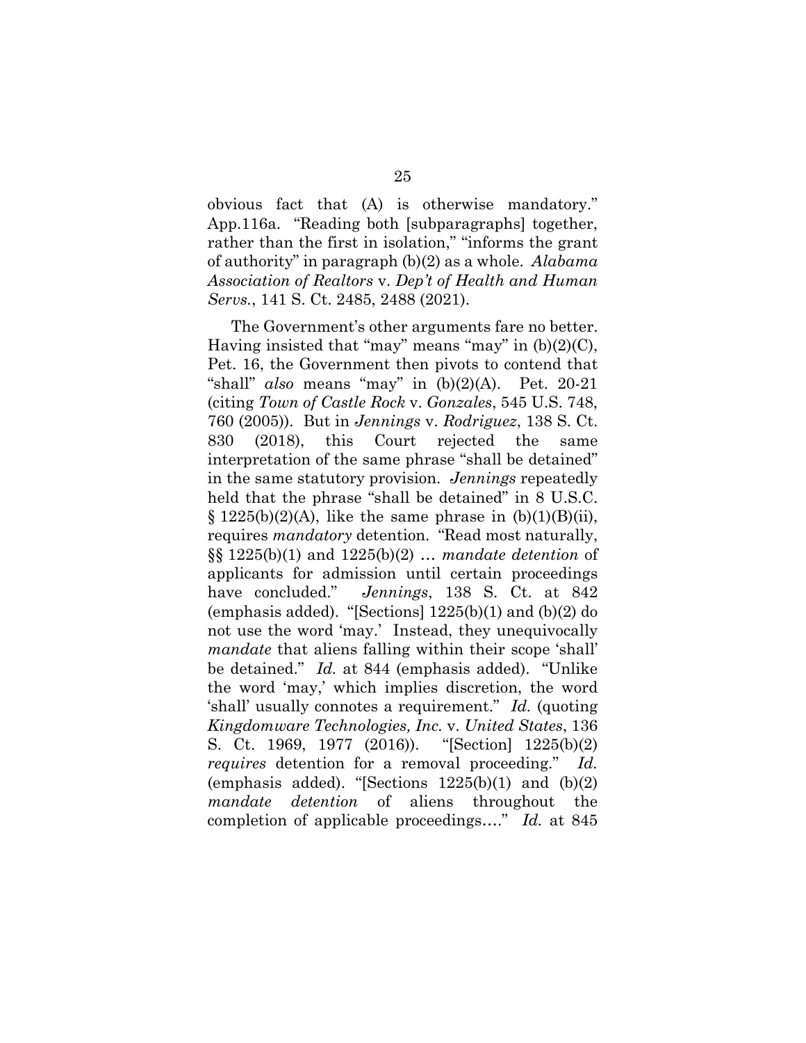obvious fact that (A) is otherwise mandatory." App.116a. "Reading both [subparagraphs] together, rather than the first in isolation," "informs the grant of authority" in paragraph (b)(2) as a whole. *Alabama Association of Realtors* v. *Dep't of Health and Human Servs.*, 141 S. Ct. 2485, 2488 (2021).

The Government's other arguments fare no better. Having insisted that "may" means "may" in (b)(2)(C), Pet. 16, the Government then pivots to contend that "shall" *also* means "may" in (b)(2)(A). Pet. 20-21 (citing *Town of Castle Rock* v. *Gonzales*, 545 U.S. 748, 760 (2005)). But in *Jennings* v. *Rodriguez*, 138 S. Ct. 830 (2018), this Court rejected the same interpretation of the same phrase "shall be detained" in the same statutory provision. *Jennings* repeatedly held that the phrase "shall be detained" in 8 U.S.C. § 1225(b)(2)(A), like the same phrase in (b)(1)(B)(ii), requires *mandatory* detention. "Read most naturally, §§ 1225(b)(1) and 1225(b)(2) … *mandate detention* of applicants for admission until certain proceedings have concluded." *Jennings*, 138 S. Ct. at 842 (emphasis added). "[Sections] 1225(b)(1) and (b)(2) do not use the word 'may.' Instead, they unequivocally *mandate* that aliens falling within their scope 'shall' be detained." *Id.* at 844 (emphasis added). "Unlike the word 'may,' which implies discretion, the word 'shall' usually connotes a requirement." *Id.* (quoting *Kingdomware Technologies, Inc.* v. *United States*, 136 S. Ct. 1969, 1977 (2016)). "[Section] 1225(b)(2) *requires* detention for a removal proceeding." *Id.* (emphasis added). "[Sections 1225(b)(1) and (b)(2) *mandate detention* of aliens throughout the completion of applicable proceedings…." *Id.* at 845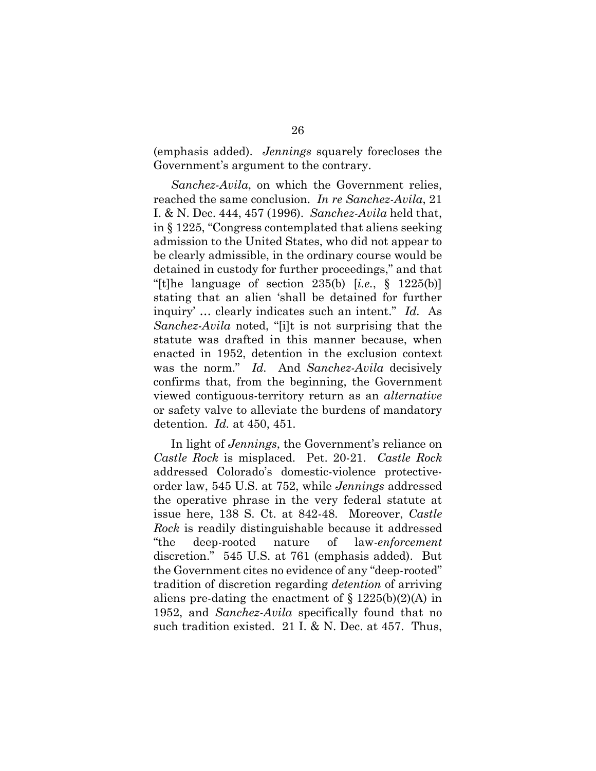(emphasis added). *Jennings* squarely forecloses the Government's argument to the contrary.

*Sanchez-Avila*, on which the Government relies, reached the same conclusion. *In re Sanchez-Avila*, 21 I. & N. Dec. 444, 457 (1996). *Sanchez-Avila* held that, in § 1225, "Congress contemplated that aliens seeking admission to the United States, who did not appear to be clearly admissible, in the ordinary course would be detained in custody for further proceedings," and that "[t]he language of section 235(b) [*i.e.*, § 1225(b)] stating that an alien 'shall be detained for further inquiry' … clearly indicates such an intent." *Id.* As *Sanchez-Avila* noted, "[i]t is not surprising that the statute was drafted in this manner because, when enacted in 1952, detention in the exclusion context was the norm." *Id.* And *Sanchez-Avila* decisively confirms that, from the beginning, the Government viewed contiguous-territory return as an *alternative* or safety valve to alleviate the burdens of mandatory detention. *Id.* at 450, 451.

In light of *Jennings*, the Government's reliance on *Castle Rock* is misplaced. Pet. 20-21. *Castle Rock* addressed Colorado's domestic-violence protective-order law, 545 U.S. at 752, while *Jennings* addressed the operative phrase in the very federal statute at issue here, 138 S. Ct. at 842-48. Moreover, *Castle Rock* is readily distinguishable because it addressed "the deep-rooted nature of law-*enforcement* discretion." 545 U.S. at 761 (emphasis added). But the Government cites no evidence of any "deep-rooted" tradition of discretion regarding *detention* of arriving aliens pre-dating the enactment of § 1225(b)(2)(A) in 1952, and *Sanchez-Avila* specifically found that no such tradition existed. 21 I. & N. Dec. at 457. Thus,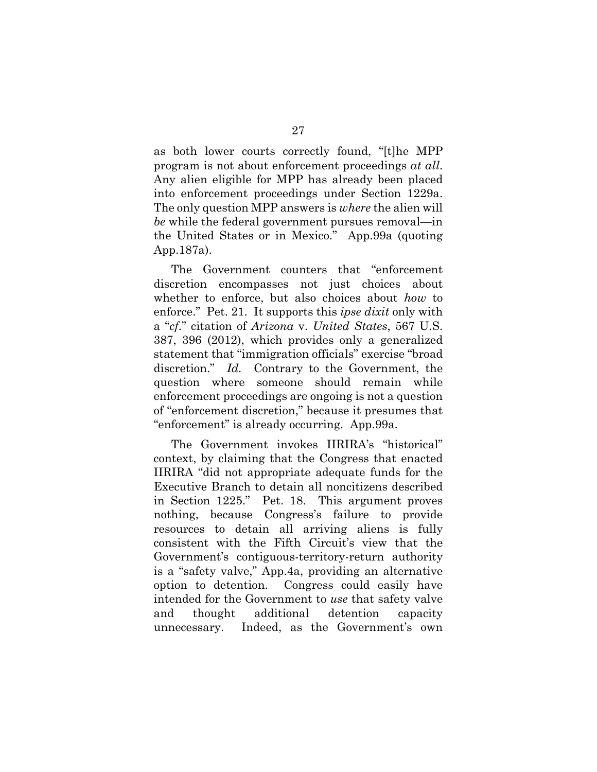as both lower courts correctly found, "[t]he MPP program is not about enforcement proceedings *at all*. Any alien eligible for MPP has already been placed into enforcement proceedings under Section 1229a. The only question MPP answers is *where* the alien will *be* while the federal government pursues removal—in the United States or in Mexico." App.99a (quoting App.187a).

The Government counters that "enforcement discretion encompasses not just choices about whether to enforce, but also choices about *how* to enforce." Pet. 21. It supports this *ipse dixit* only with a "*cf.*" citation of *Arizona* v. *United States*, 567 U.S. 387, 396 (2012), which provides only a generalized statement that "immigration officials" exercise "broad discretion." *Id.* Contrary to the Government, the question where someone should remain while enforcement proceedings are ongoing is not a question of "enforcement discretion," because it presumes that "enforcement" is already occurring. App.99a.

The Government invokes IIRIRA's "historical" context, by claiming that the Congress that enacted IIRIRA "did not appropriate adequate funds for the Executive Branch to detain all noncitizens described in Section 1225." Pet. 18. This argument proves nothing, because Congress's failure to provide resources to detain all arriving aliens is fully consistent with the Fifth Circuit's view that the Government's contiguous-territory-return authority is a "safety valve," App.4a, providing an alternative option to detention. Congress could easily have intended for the Government to *use* that safety valve and thought additional detention capacity unnecessary. Indeed, as the Government's own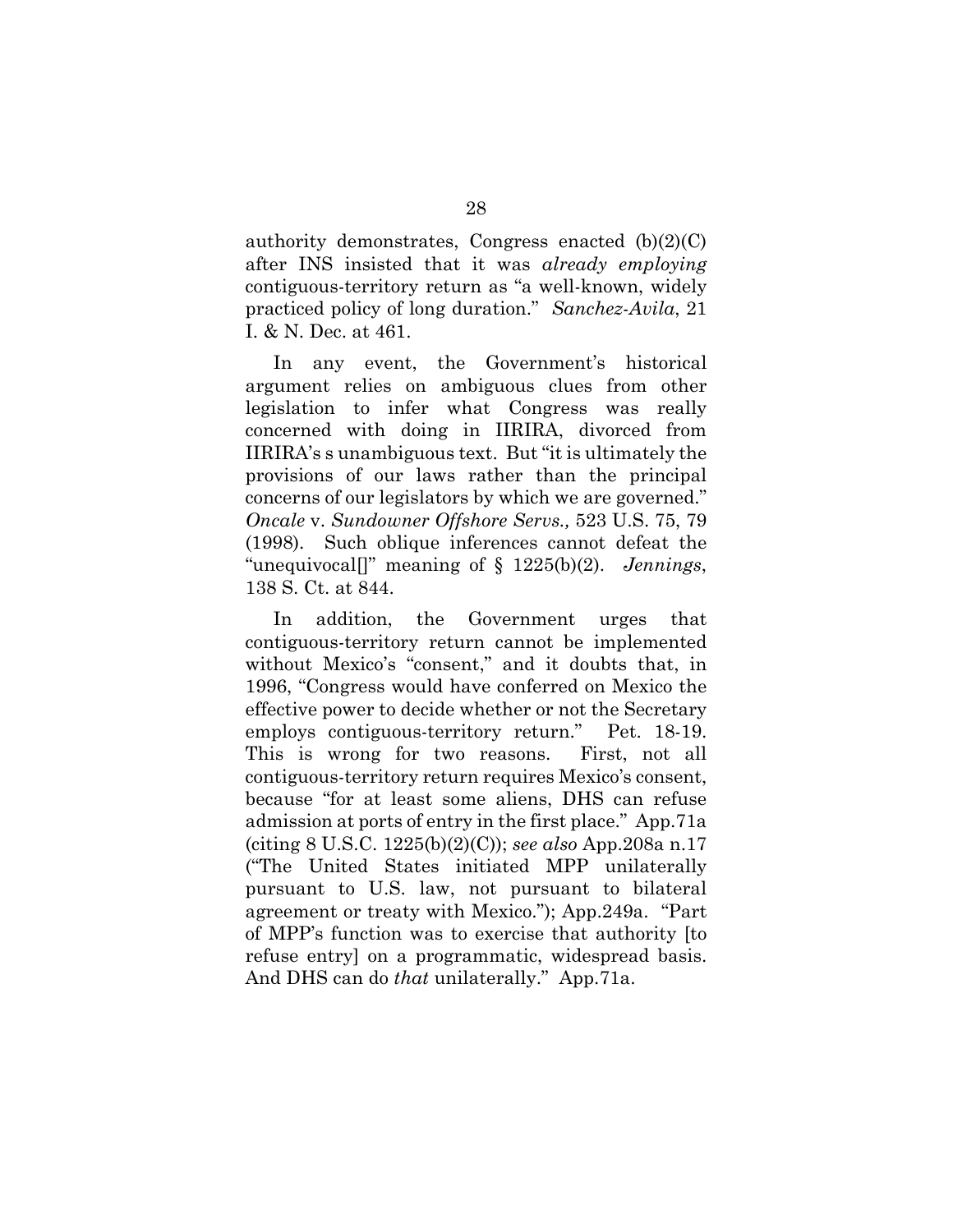authority demonstrates, Congress enacted (b)(2)(C) after INS insisted that it was *already employing* contiguous-territory return as "a well-known, widely practiced policy of long duration." *Sanchez-Avila*, 21 I. & N. Dec. at 461.

In any event, the Government's historical argument relies on ambiguous clues from other legislation to infer what Congress was really concerned with doing in IIRIRA, divorced from IIRIRA's s unambiguous text. But "it is ultimately the provisions of our laws rather than the principal concerns of our legislators by which we are governed." *Oncale* v. *Sundowner Offshore Servs.,* 523 U.S. 75, 79 (1998). Such oblique inferences cannot defeat the "unequivocal[]" meaning of § 1225(b)(2). *Jennings*, 138 S. Ct. at 844.

In addition, the Government urges that contiguous-territory return cannot be implemented without Mexico's "consent," and it doubts that, in 1996, "Congress would have conferred on Mexico the effective power to decide whether or not the Secretary employs contiguous-territory return." Pet. 18-19. This is wrong for two reasons. First, not all contiguous-territory return requires Mexico's consent, because "for at least some aliens, DHS can refuse admission at ports of entry in the first place." App.71a (citing 8 U.S.C. 1225(b)(2)(C)); *see also* App.208a n.17 ("The United States initiated MPP unilaterally pursuant to U.S. law, not pursuant to bilateral agreement or treaty with Mexico."); App.249a. "Part of MPP's function was to exercise that authority [to refuse entry] on a programmatic, widespread basis. And DHS can do *that* unilaterally." App.71a.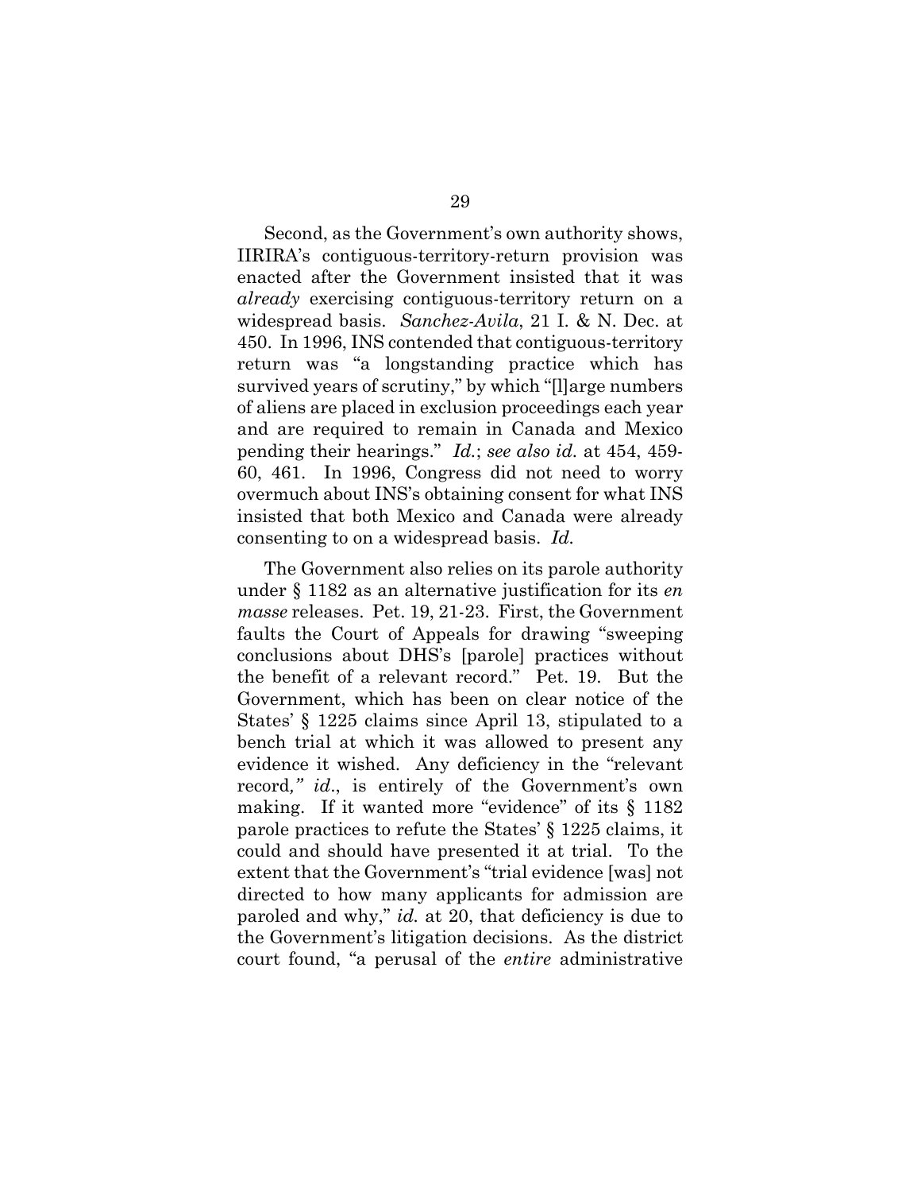Second, as the Government's own authority shows, IIRIRA's contiguous-territory-return provision was enacted after the Government insisted that it was *already* exercising contiguous-territory return on a widespread basis. *Sanchez-Avila*, 21 I. & N. Dec. at 450. In 1996, INS contended that contiguous-territory return was "a longstanding practice which has survived years of scrutiny," by which "[l]arge numbers of aliens are placed in exclusion proceedings each year and are required to remain in Canada and Mexico pending their hearings." *Id.*; *see also id.* at 454, 459-60, 461. In 1996, Congress did not need to worry overmuch about INS's obtaining consent for what INS insisted that both Mexico and Canada were already consenting to on a widespread basis. *Id.*

The Government also relies on its parole authority under § 1182 as an alternative justification for its *en masse* releases. Pet. 19, 21-23. First, the Government faults the Court of Appeals for drawing "sweeping conclusions about DHS's [parole] practices without the benefit of a relevant record." Pet. 19. But the Government, which has been on clear notice of the States' § 1225 claims since April 13, stipulated to a bench trial at which it was allowed to present any evidence it wished. Any deficiency in the "relevant record*," id*., is entirely of the Government's own making. If it wanted more "evidence" of its § 1182 parole practices to refute the States' § 1225 claims, it could and should have presented it at trial. To the extent that the Government's "trial evidence [was] not directed to how many applicants for admission are paroled and why," *id.* at 20, that deficiency is due to the Government's litigation decisions. As the district court found, "a perusal of the *entire* administrative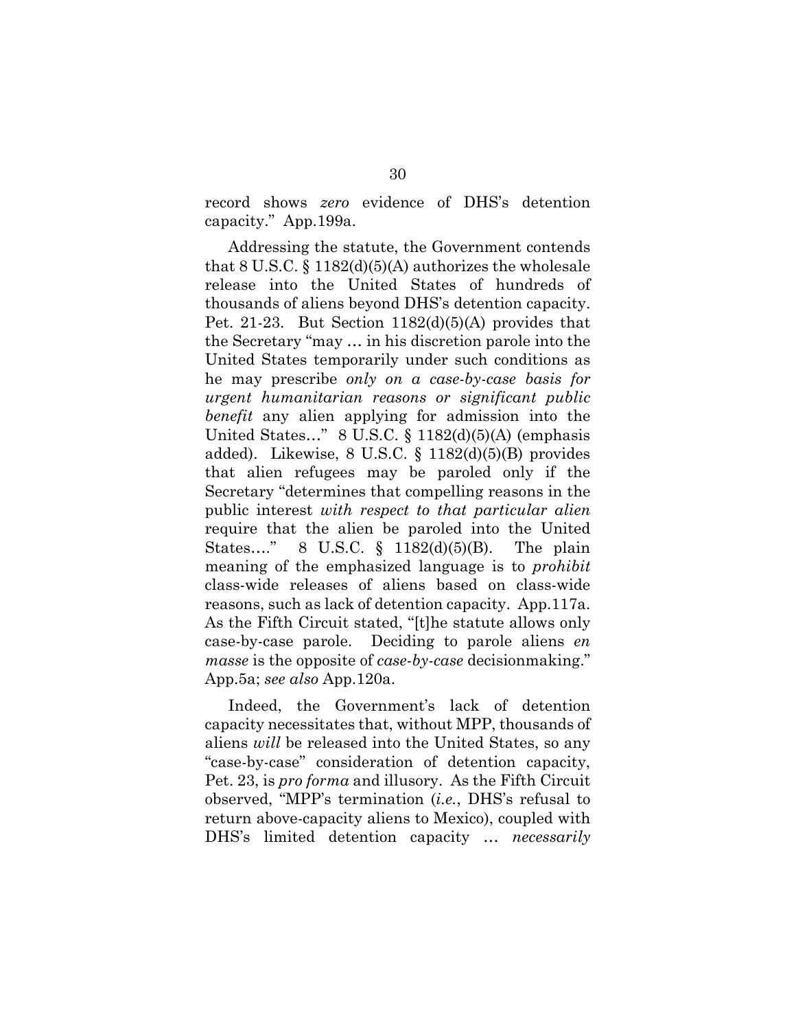record shows *zero* evidence of DHS's detention capacity." App.199a.

Addressing the statute, the Government contends that 8 U.S.C. § 1182(d)(5)(A) authorizes the wholesale release into the United States of hundreds of thousands of aliens beyond DHS's detention capacity. Pet. 21-23. But Section 1182(d)(5)(A) provides that the Secretary "may … in his discretion parole into the United States temporarily under such conditions as he may prescribe *only on a case-by-case basis for urgent humanitarian reasons or significant public benefit* any alien applying for admission into the United States…" 8 U.S.C. § 1182(d)(5)(A) (emphasis added). Likewise, 8 U.S.C. § 1182(d)(5)(B) provides that alien refugees may be paroled only if the Secretary "determines that compelling reasons in the public interest *with respect to that particular alien* require that the alien be paroled into the United States…." 8 U.S.C. § 1182(d)(5)(B). The plain meaning of the emphasized language is to *prohibit* class-wide releases of aliens based on class-wide reasons, such as lack of detention capacity. App.117a. As the Fifth Circuit stated, "[t]he statute allows only case-by-case parole. Deciding to parole aliens *en masse* is the opposite of *case-by-case* decisionmaking." App.5a; *see also* App.120a.

Indeed, the Government's lack of detention capacity necessitates that, without MPP, thousands of aliens *will* be released into the United States, so any "case-by-case" consideration of detention capacity, Pet. 23, is *pro forma* and illusory. As the Fifth Circuit observed, "MPP's termination (*i.e.*, DHS's refusal to return above-capacity aliens to Mexico), coupled with DHS's limited detention capacity … *necessarily*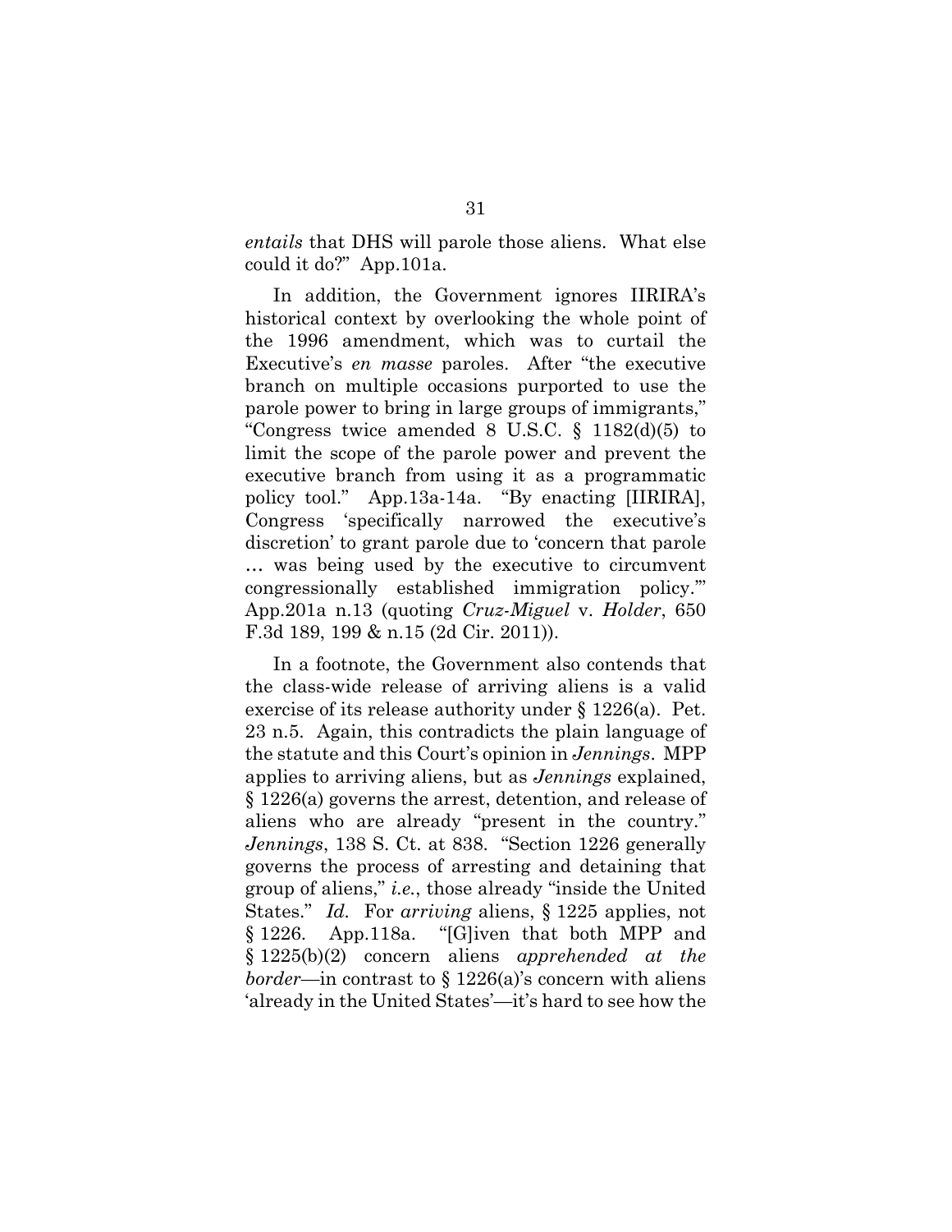*entails* that DHS will parole those aliens. What else could it do?" App.101a.

In addition, the Government ignores IIRIRA's historical context by overlooking the whole point of the 1996 amendment, which was to curtail the Executive's *en masse* paroles. After "the executive branch on multiple occasions purported to use the parole power to bring in large groups of immigrants," "Congress twice amended 8 U.S.C. § 1182(d)(5) to limit the scope of the parole power and prevent the executive branch from using it as a programmatic policy tool." App.13a-14a. "By enacting [IIRIRA], Congress 'specifically narrowed the executive's discretion' to grant parole due to 'concern that parole … was being used by the executive to circumvent congressionally established immigration policy.'" App.201a n.13 (quoting *Cruz-Miguel* v. *Holder*, 650 F.3d 189, 199 & n.15 (2d Cir. 2011)).

In a footnote, the Government also contends that the class-wide release of arriving aliens is a valid exercise of its release authority under § 1226(a). Pet. 23 n.5. Again, this contradicts the plain language of the statute and this Court's opinion in *Jennings*. MPP applies to arriving aliens, but as *Jennings* explained, § 1226(a) governs the arrest, detention, and release of aliens who are already "present in the country." *Jennings*, 138 S. Ct. at 838. "Section 1226 generally governs the process of arresting and detaining that group of aliens," *i.e.*, those already "inside the United States." *Id.* For *arriving* aliens, § 1225 applies, not § 1226. App.118a. "[G]iven that both MPP and § 1225(b)(2) concern aliens *apprehended at the border*—in contrast to § 1226(a)'s concern with aliens 'already in the United States'—it's hard to see how the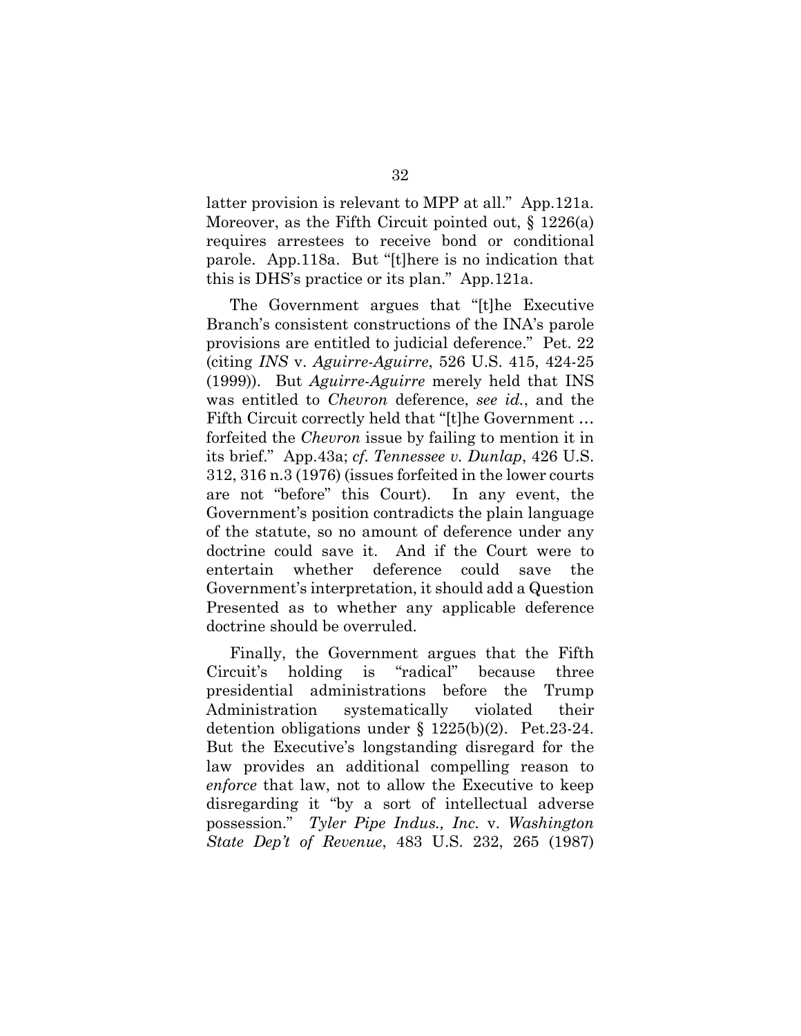latter provision is relevant to MPP at all." App.121a. Moreover, as the Fifth Circuit pointed out, § 1226(a) requires arrestees to receive bond or conditional parole. App.118a. But "[t]here is no indication that this is DHS's practice or its plan." App.121a.

The Government argues that "[t]he Executive Branch's consistent constructions of the INA's parole provisions are entitled to judicial deference." Pet. 22 (citing *INS* v. *Aguirre-Aguirre*, 526 U.S. 415, 424-25 (1999)). But *Aguirre-Aguirre* merely held that INS was entitled to *Chevron* deference, *see id.*, and the Fifth Circuit correctly held that "[t]he Government … forfeited the *Chevron* issue by failing to mention it in its brief." App.43a; *cf. Tennessee v. Dunlap*, 426 U.S. 312, 316 n.3 (1976) (issues forfeited in the lower courts are not "before" this Court). In any event, the Government's position contradicts the plain language of the statute, so no amount of deference under any doctrine could save it. And if the Court were to entertain whether deference could save the Government's interpretation, it should add a Question Presented as to whether any applicable deference doctrine should be overruled.

Finally, the Government argues that the Fifth Circuit's holding is "radical" because three presidential administrations before the Trump Administration systematically violated their detention obligations under § 1225(b)(2). Pet.23-24. But the Executive's longstanding disregard for the law provides an additional compelling reason to *enforce* that law, not to allow the Executive to keep disregarding it "by a sort of intellectual adverse possession." *Tyler Pipe Indus., Inc.* v. *Washington State Dep't of Revenue*, 483 U.S. 232, 265 (1987)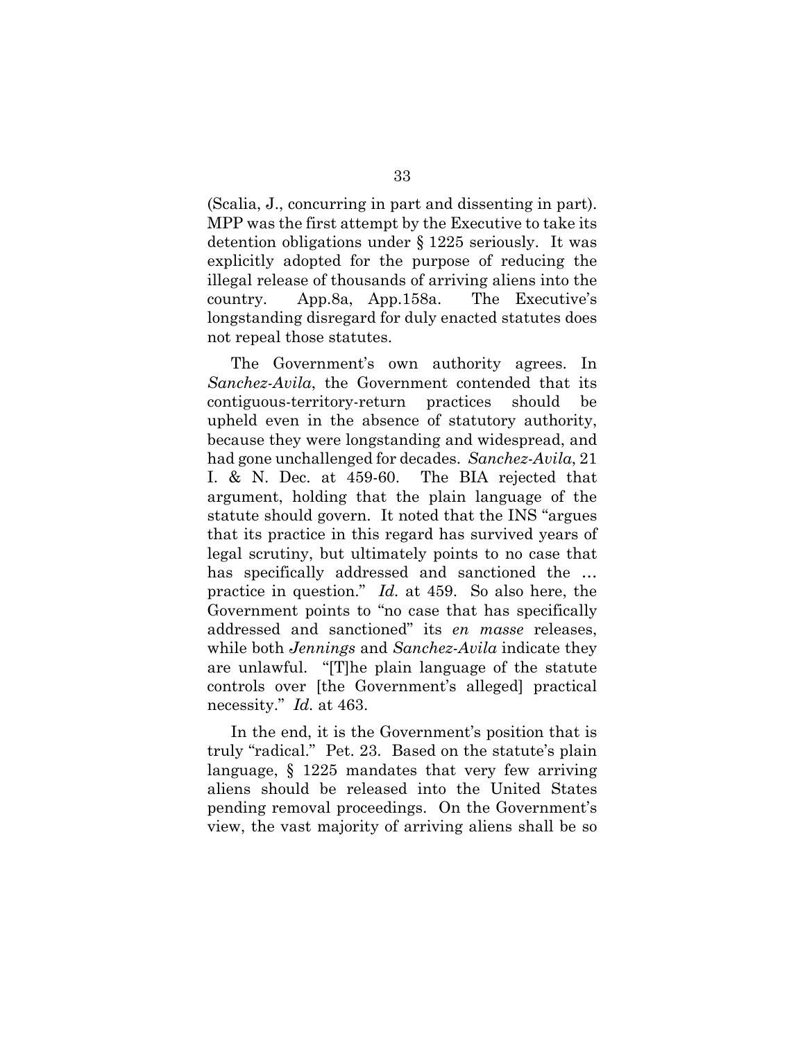(Scalia, J., concurring in part and dissenting in part). MPP was the first attempt by the Executive to take its detention obligations under § 1225 seriously. It was explicitly adopted for the purpose of reducing the illegal release of thousands of arriving aliens into the country. App.8a, App.158a. The Executive's longstanding disregard for duly enacted statutes does not repeal those statutes.

The Government's own authority agrees. In *Sanchez-Avila*, the Government contended that its contiguous-territory-return practices should be upheld even in the absence of statutory authority, because they were longstanding and widespread, and had gone unchallenged for decades. *Sanchez-Avila*, 21 I. & N. Dec. at 459-60. The BIA rejected that argument, holding that the plain language of the statute should govern. It noted that the INS "argues that its practice in this regard has survived years of legal scrutiny, but ultimately points to no case that has specifically addressed and sanctioned the … practice in question." *Id.* at 459. So also here, the Government points to "no case that has specifically addressed and sanctioned" its *en masse* releases, while both *Jennings* and *Sanchez-Avila* indicate they are unlawful. "[T]he plain language of the statute controls over [the Government's alleged] practical necessity." *Id.* at 463.

In the end, it is the Government's position that is truly "radical." Pet. 23. Based on the statute's plain language, § 1225 mandates that very few arriving aliens should be released into the United States pending removal proceedings. On the Government's view, the vast majority of arriving aliens shall be so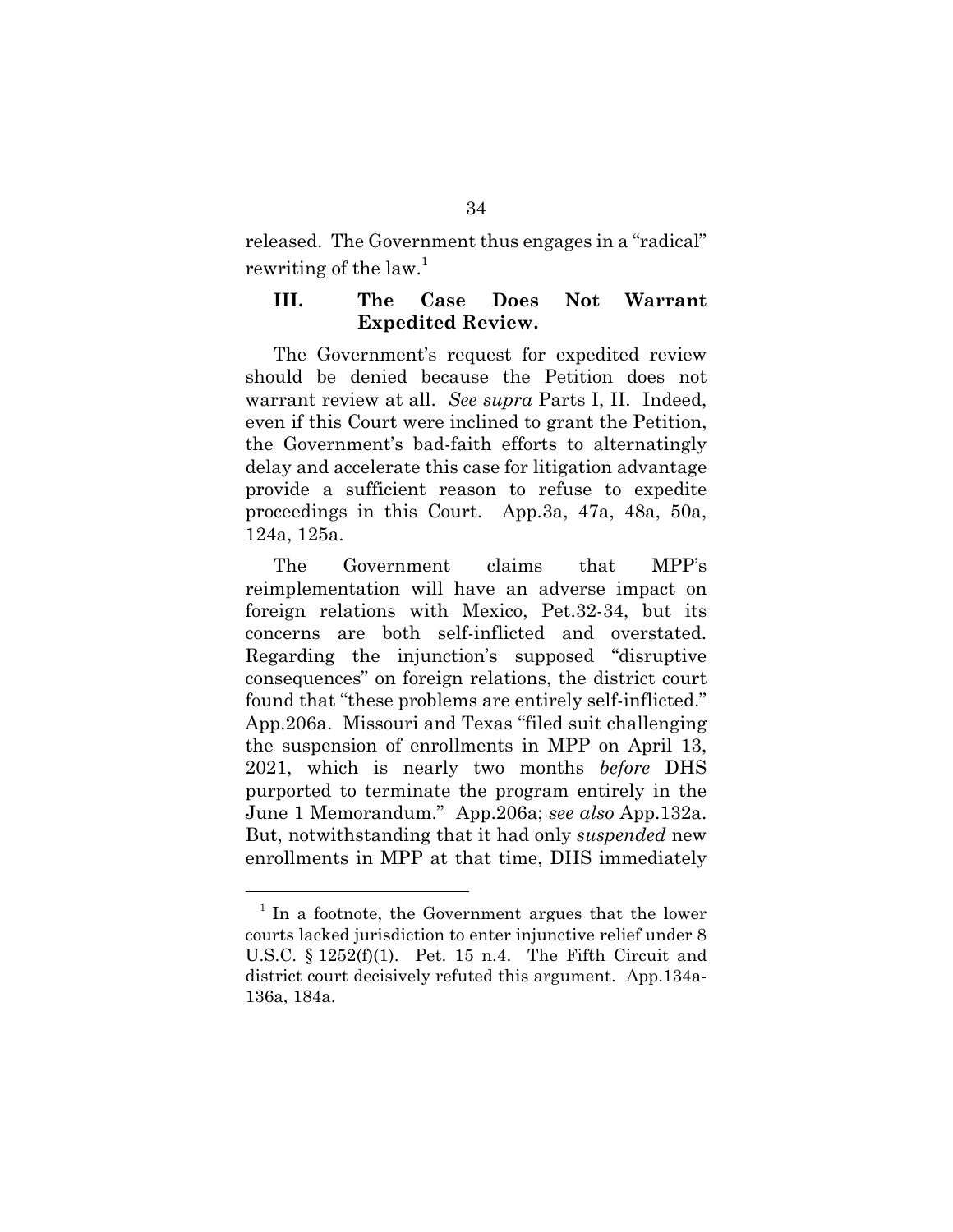released. The Government thus engages in a "radical" rewriting of the law.[1]

### III. The Case Does Not Warrant Expedited Review.

The Government's request for expedited review should be denied because the Petition does not warrant review at all. *See supra* Parts I, II. Indeed, even if this Court were inclined to grant the Petition, the Government's bad-faith efforts to alternatingly delay and accelerate this case for litigation advantage provide a sufficient reason to refuse to expedite proceedings in this Court. App.3a, 47a, 48a, 50a, 124a, 125a.

The Government claims that MPP's reimplementation will have an adverse impact on foreign relations with Mexico, Pet.32-34, but its concerns are both self-inflicted and overstated. Regarding the injunction's supposed "disruptive consequences" on foreign relations, the district court found that "these problems are entirely self-inflicted." App.206a. Missouri and Texas "filed suit challenging the suspension of enrollments in MPP on April 13, 2021, which is nearly two months *before* DHS purported to terminate the program entirely in the June 1 Memorandum." App.206a; *see also* App.132a. But, notwithstanding that it had only *suspended* new enrollments in MPP at that time, DHS immediately

---

[1] In a footnote, the Government argues that the lower courts lacked jurisdiction to enter injunctive relief under 8 U.S.C. § 1252(f)(1). Pet. 15 n.4. The Fifth Circuit and district court decisively refuted this argument. App.134a-136a, 184a.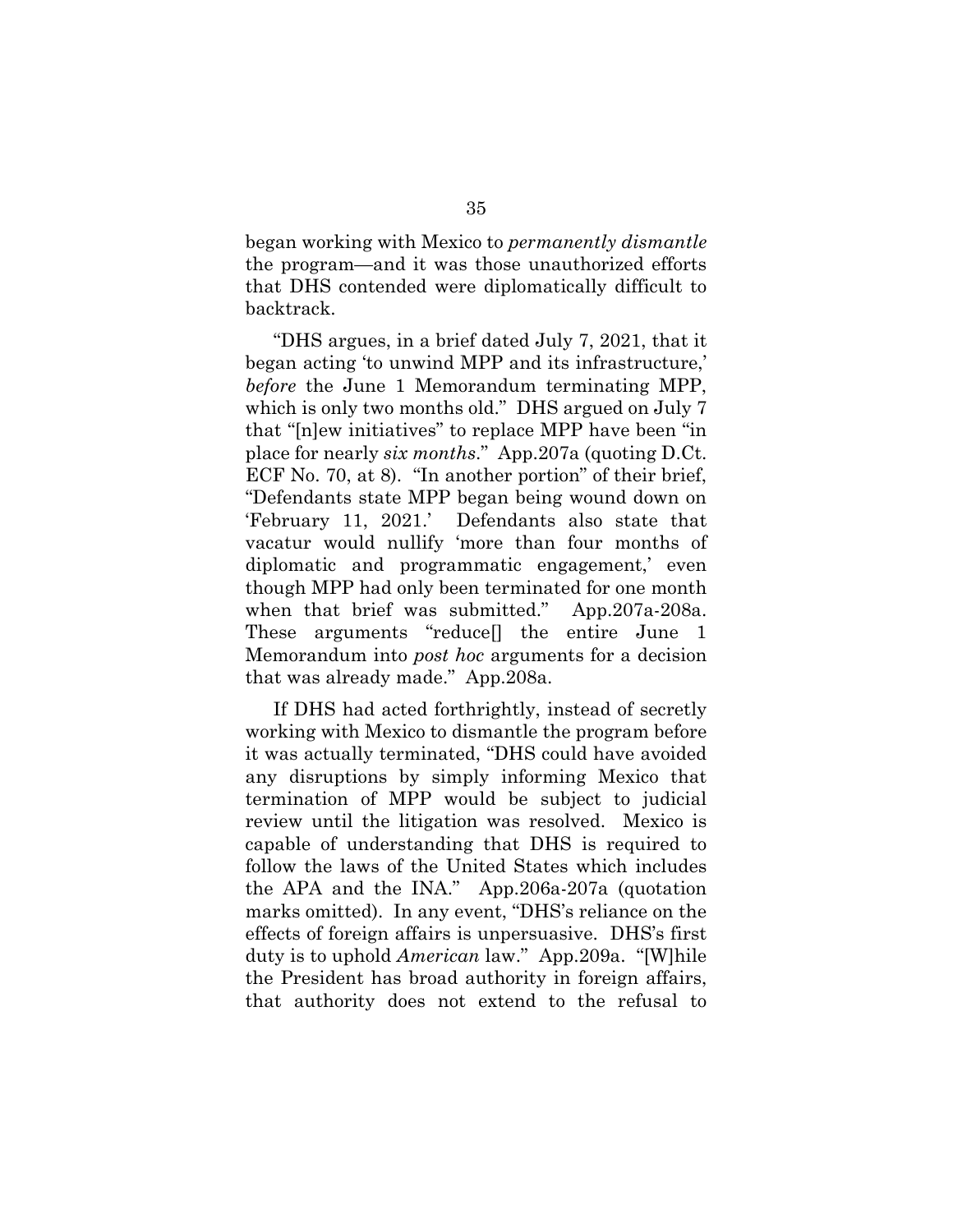began working with Mexico to *permanently dismantle* the program—and it was those unauthorized efforts that DHS contended were diplomatically difficult to backtrack.

"DHS argues, in a brief dated July 7, 2021, that it began acting 'to unwind MPP and its infrastructure,' *before* the June 1 Memorandum terminating MPP, which is only two months old." DHS argued on July 7 that "[n]ew initiatives" to replace MPP have been "in place for nearly *six months*." App.207a (quoting D.Ct. ECF No. 70, at 8). "In another portion" of their brief, "Defendants state MPP began being wound down on 'February 11, 2021.' Defendants also state that vacatur would nullify 'more than four months of diplomatic and programmatic engagement,' even though MPP had only been terminated for one month when that brief was submitted." App.207a-208a. These arguments "reduce[] the entire June 1 Memorandum into *post hoc* arguments for a decision that was already made." App.208a.

If DHS had acted forthrightly, instead of secretly working with Mexico to dismantle the program before it was actually terminated, "DHS could have avoided any disruptions by simply informing Mexico that termination of MPP would be subject to judicial review until the litigation was resolved. Mexico is capable of understanding that DHS is required to follow the laws of the United States which includes the APA and the INA." App.206a-207a (quotation marks omitted). In any event, "DHS's reliance on the effects of foreign affairs is unpersuasive. DHS's first duty is to uphold *American* law." App.209a. "[W]hile the President has broad authority in foreign affairs, that authority does not extend to the refusal to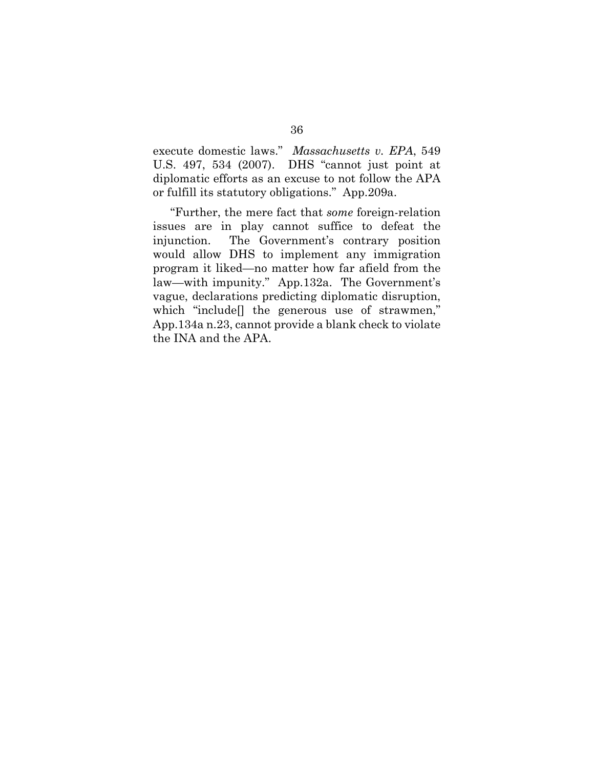execute domestic laws." *Massachusetts v. EPA*, 549 U.S. 497, 534 (2007). DHS "cannot just point at diplomatic efforts as an excuse to not follow the APA or fulfill its statutory obligations." App.209a.

"Further, the mere fact that *some* foreign-relation issues are in play cannot suffice to defeat the injunction. The Government's contrary position would allow DHS to implement any immigration program it liked—no matter how far afield from the law—with impunity." App.132a. The Government's vague, declarations predicting diplomatic disruption, which "include[] the generous use of strawmen," App.134a n.23, cannot provide a blank check to violate the INA and the APA.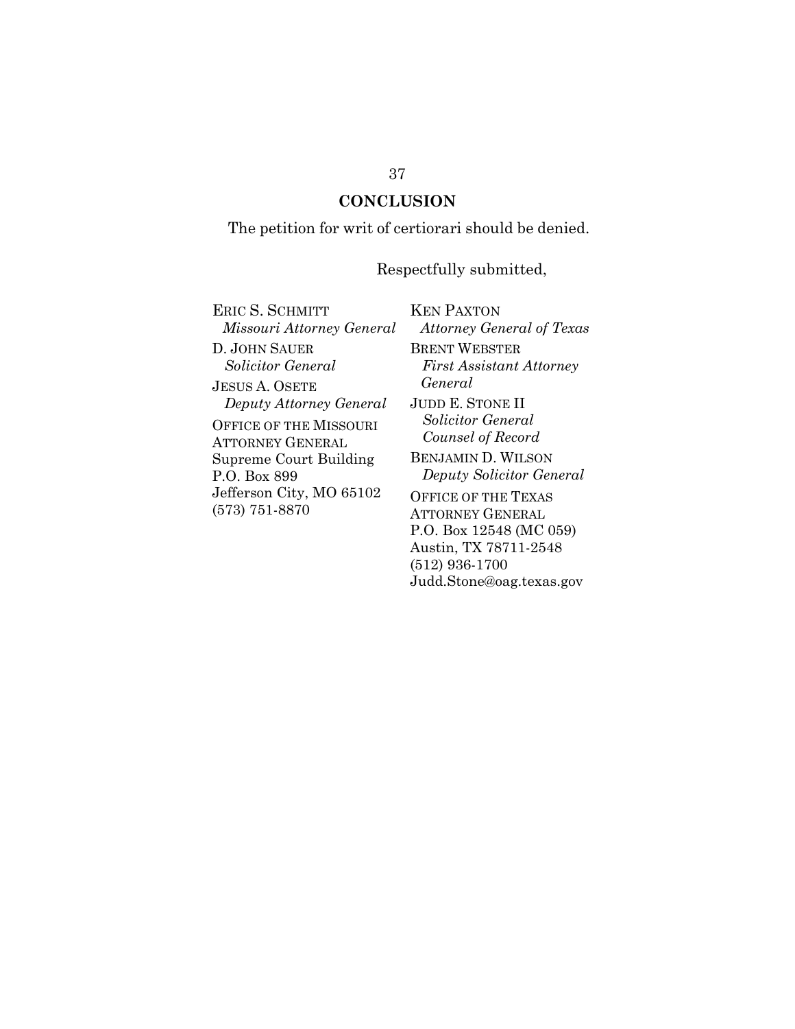## CONCLUSION

The petition for writ of certiorari should be denied.

Respectfully submitted,

ERIC S. SCHMITT
*Missouri Attorney General*

D. JOHN SAUER
*Solicitor General*

JESUS A. OSETE
*Deputy Attorney General*

OFFICE OF THE MISSOURI ATTORNEY GENERAL
Supreme Court Building
P.O. Box 899
Jefferson City, MO 65102
(573) 751-8870

KEN PAXTON
*Attorney General of Texas*

BRENT WEBSTER
*First Assistant Attorney General*

JUDD E. STONE II
*Solicitor General*
*Counsel of Record*

BENJAMIN D. WILSON
*Deputy Solicitor General*

OFFICE OF THE TEXAS ATTORNEY GENERAL
P.O. Box 12548 (MC 059)
Austin, TX 78711-2548
(512) 936-1700
Judd.Stone@oag.texas.gov